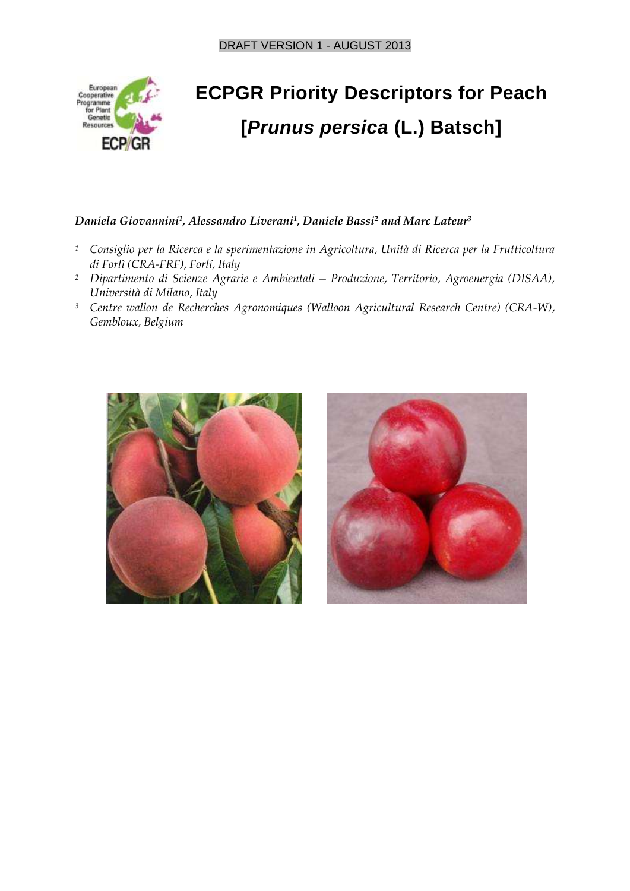DRAFT VERSION 1 - AUGUST 2013

# ECPGR Priority Descriptors for Peach

# [*Prunus persica* (L.) Batsch]

***Daniela Giovannini[1], Alessandro Liverani[1], Daniele Bassi[2] and Marc Lateur[3]***

[1] *Consiglio per la Ricerca e la sperimentazione in Agricoltura, Unità di Ricerca per la Frutticoltura di Forlì (CRA-FRF), Forlí, Italy*

[2] *Dipartimento di Scienze Agrarie e Ambientali – Produzione, Territorio, Agroenergia (DISAA), Università di Milano, Italy*

[3] *Centre wallon de Recherches Agronomiques (Walloon Agricultural Research Centre) (CRA-W), Gembloux, Belgium*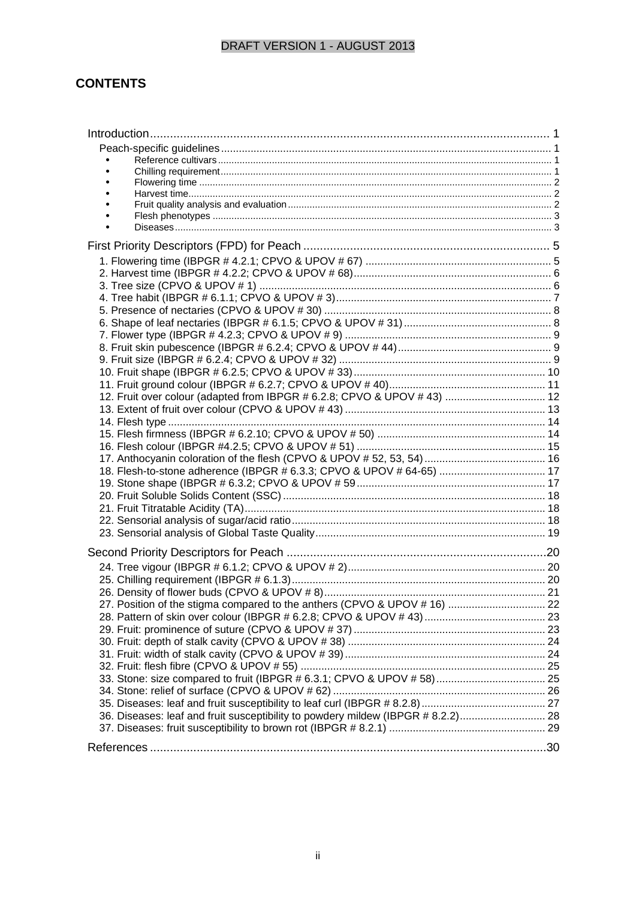DRAFT VERSION 1 - AUGUST 2013

## CONTENTS

Introduction ... 1
- Peach-specific guidelines ... 1
  - Reference cultivars ... 1
  - Chilling requirement ... 1
  - Flowering time ... 2
  - Harvest time ... 2
  - Fruit quality analysis and evaluation ... 2
  - Flesh phenotypes ... 3
  - Diseases ... 3

First Priority Descriptors (FPD) for Peach ... 5
- 1. Flowering time (IBPGR # 4.2.1; CPVO & UPOV # 67) ... 5
- 2. Harvest time (IBPGR # 4.2.2; CPVO & UPOV # 68) ... 6
- 3. Tree size (CPVO & UPOV # 1) ... 6
- 4. Tree habit (IBPGR # 6.1.1; CPVO & UPOV # 3) ... 7
- 5. Presence of nectaries (CPVO & UPOV # 30) ... 8
- 6. Shape of leaf nectaries (IBPGR # 6.1.5; CPVO & UPOV # 31) ... 8
- 7. Flower type (IBPGR # 4.2.3; CPVO & UPOV # 9) ... 9
- 8. Fruit skin pubescence (IBPGR # 6.2.4; CPVO & UPOV # 44) ... 9
- 9. Fruit size (IBPGR # 6.2.4; CPVO & UPOV # 32) ... 9
- 10. Fruit shape (IBPGR # 6.2.5; CPVO & UPOV # 33) ... 10
- 11. Fruit ground colour (IBPGR # 6.2.7; CPVO & UPOV # 40) ... 11
- 12. Fruit over colour (adapted from IBPGR # 6.2.8; CPVO & UPOV # 43) ... 12
- 13. Extent of fruit over colour (CPVO & UPOV # 43) ... 13
- 14. Flesh type ... 14
- 15. Flesh firmness (IBPGR # 6.2.10; CPVO & UPOV # 50) ... 14
- 16. Flesh colour (IBPGR #4.2.5; CPVO & UPOV # 51) ... 15
- 17. Anthocyanin coloration of the flesh (CPVO & UPOV # 52, 53, 54) ... 16
- 18. Flesh-to-stone adherence (IBPGR # 6.3.3; CPVO & UPOV # 64-65) ... 17
- 19. Stone shape (IBPGR # 6.3.2; CPVO & UPOV # 59 ... 17
- 20. Fruit Soluble Solids Content (SSC) ... 18
- 21. Fruit Titratable Acidity (TA) ... 18
- 22. Sensorial analysis of sugar/acid ratio ... 18
- 23. Sensorial analysis of Global Taste Quality ... 19

Second Priority Descriptors for Peach ... 20
- 24. Tree vigour (IBPGR # 6.1.2; CPVO & UPOV # 2) ... 20
- 25. Chilling requirement (IBPGR # 6.1.3) ... 20
- 26. Density of flower buds (CPVO & UPOV # 8) ... 21
- 27. Position of the stigma compared to the anthers (CPVO & UPOV # 16) ... 22
- 28. Pattern of skin over colour (IBPGR # 6.2.8; CPVO & UPOV # 43) ... 23
- 29. Fruit: prominence of suture (CPVO & UPOV # 37) ... 23
- 30. Fruit: depth of stalk cavity (CPVO & UPOV # 38) ... 24
- 31. Fruit: width of stalk cavity (CPVO & UPOV # 39) ... 24
- 32. Fruit: flesh fibre (CPVO & UPOV # 55) ... 25
- 33. Stone: size compared to fruit (IBPGR # 6.3.1; CPVO & UPOV # 58) ... 25
- 34. Stone: relief of surface (CPVO & UPOV # 62) ... 26
- 35. Diseases: leaf and fruit susceptibility to leaf curl (IBPGR # 8.2.8) ... 27
- 36. Diseases: leaf and fruit susceptibility to powdery mildew (IBPGR # 8.2.2) ... 28
- 37. Diseases: fruit susceptibility to brown rot (IBPGR # 8.2.1) ... 29

References ... 30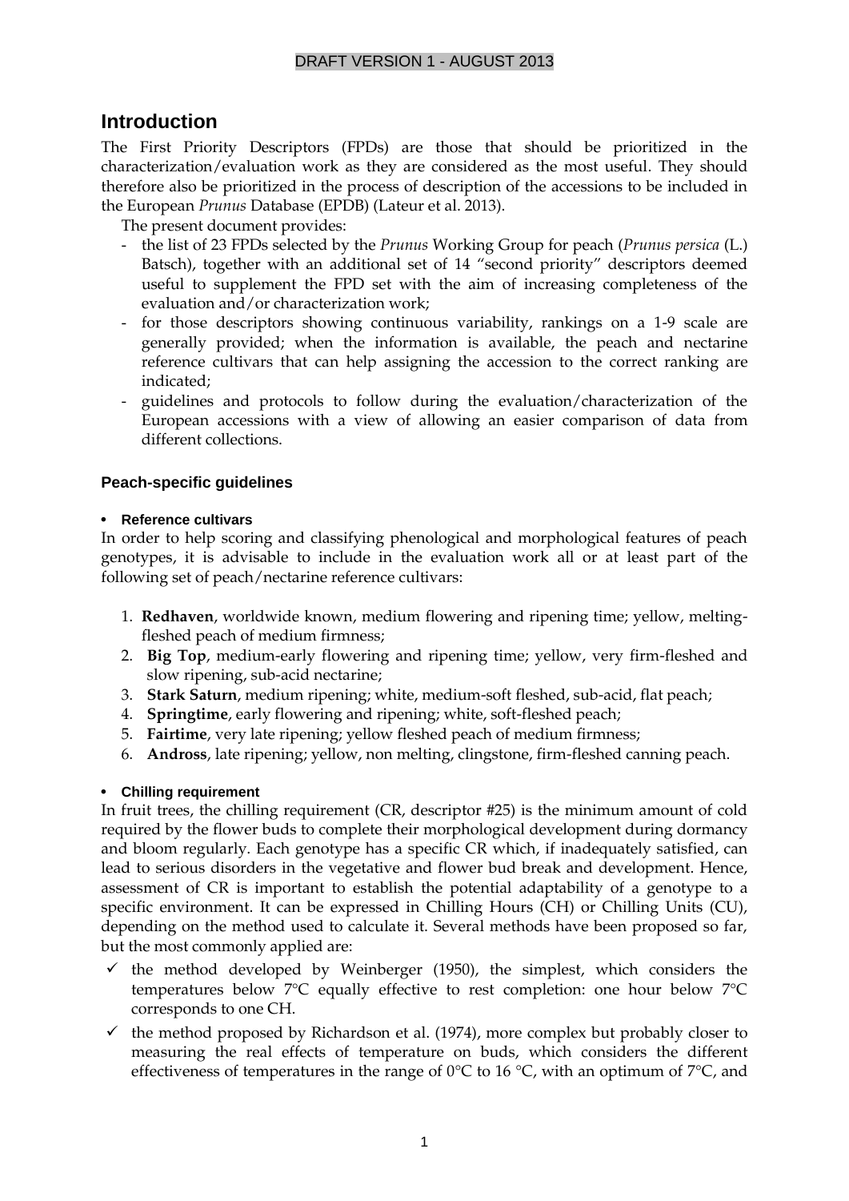## Introduction

The First Priority Descriptors (FPDs) are those that should be prioritized in the characterization/evaluation work as they are considered as the most useful. They should therefore also be prioritized in the process of description of the accessions to be included in the European *Prunus* Database (EPDB) (Lateur et al. 2013).

The present document provides:

- the list of 23 FPDs selected by the *Prunus* Working Group for peach (*Prunus persica* (L.) Batsch), together with an additional set of 14 "second priority" descriptors deemed useful to supplement the FPD set with the aim of increasing completeness of the evaluation and/or characterization work;
- for those descriptors showing continuous variability, rankings on a 1-9 scale are generally provided; when the information is available, the peach and nectarine reference cultivars that can help assigning the accession to the correct ranking are indicated;
- guidelines and protocols to follow during the evaluation/characterization of the European accessions with a view of allowing an easier comparison of data from different collections.

### Peach-specific guidelines

#### • Reference cultivars

In order to help scoring and classifying phenological and morphological features of peach genotypes, it is advisable to include in the evaluation work all or at least part of the following set of peach/nectarine reference cultivars:

1. **Redhaven**, worldwide known, medium flowering and ripening time; yellow, melting-fleshed peach of medium firmness;
2. **Big Top**, medium-early flowering and ripening time; yellow, very firm-fleshed and slow ripening, sub-acid nectarine;
3. **Stark Saturn**, medium ripening; white, medium-soft fleshed, sub-acid, flat peach;
4. **Springtime**, early flowering and ripening; white, soft-fleshed peach;
5. **Fairtime**, very late ripening; yellow fleshed peach of medium firmness;
6. **Andross**, late ripening; yellow, non melting, clingstone, firm-fleshed canning peach.

#### • Chilling requirement

In fruit trees, the chilling requirement (CR, descriptor #25) is the minimum amount of cold required by the flower buds to complete their morphological development during dormancy and bloom regularly. Each genotype has a specific CR which, if inadequately satisfied, can lead to serious disorders in the vegetative and flower bud break and development. Hence, assessment of CR is important to establish the potential adaptability of a genotype to a specific environment. It can be expressed in Chilling Hours (CH) or Chilling Units (CU), depending on the method used to calculate it. Several methods have been proposed so far, but the most commonly applied are:

- ✓ the method developed by Weinberger (1950), the simplest, which considers the temperatures below 7°C equally effective to rest completion: one hour below 7°C corresponds to one CH.
- ✓ the method proposed by Richardson et al. (1974), more complex but probably closer to measuring the real effects of temperature on buds, which considers the different effectiveness of temperatures in the range of 0°C to 16 °C, with an optimum of 7°C, and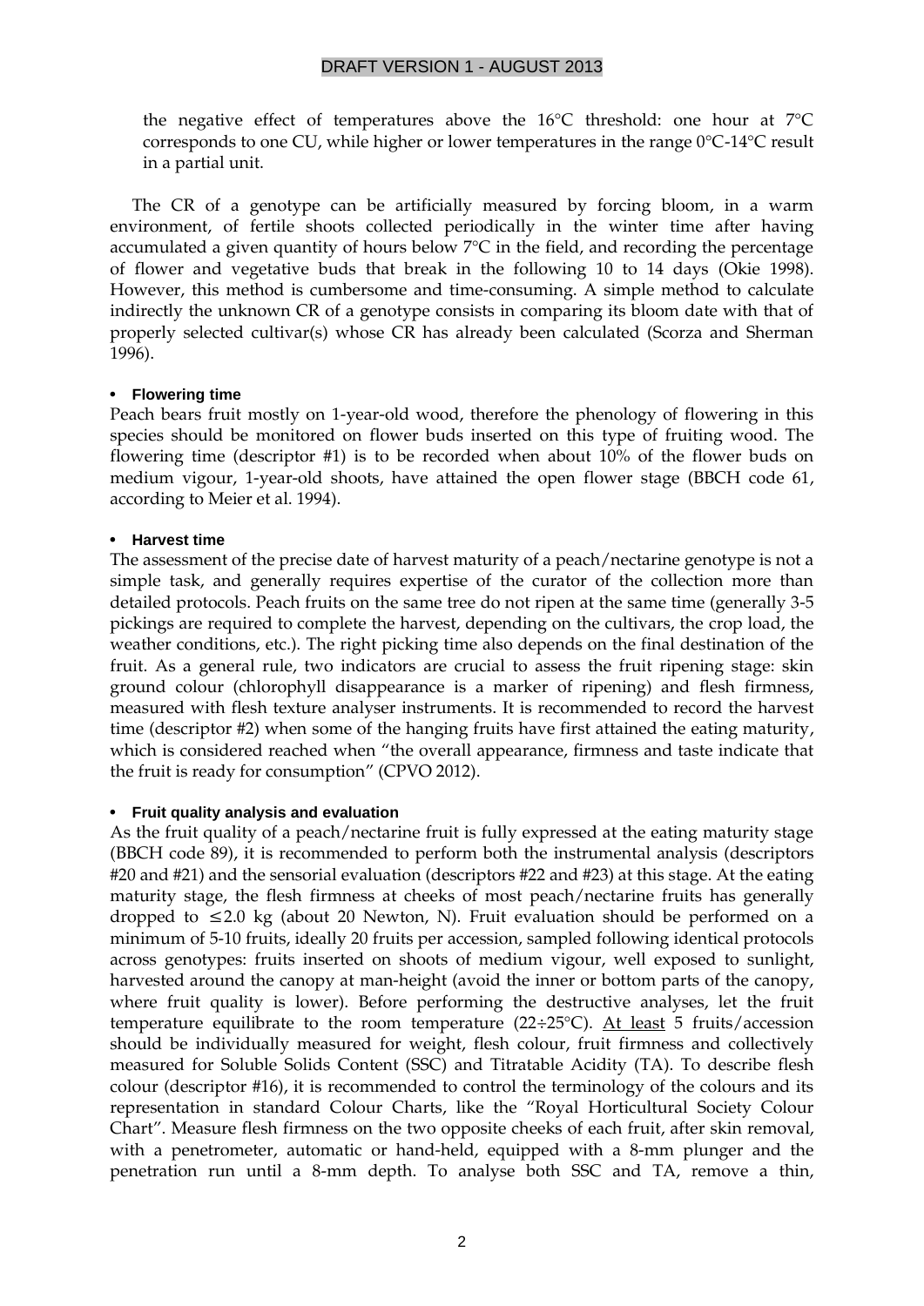the negative effect of temperatures above the 16°C threshold: one hour at 7°C corresponds to one CU, while higher or lower temperatures in the range 0°C-14°C result in a partial unit.

The CR of a genotype can be artificially measured by forcing bloom, in a warm environment, of fertile shoots collected periodically in the winter time after having accumulated a given quantity of hours below 7°C in the field, and recording the percentage of flower and vegetative buds that break in the following 10 to 14 days (Okie 1998). However, this method is cumbersome and time-consuming. A simple method to calculate indirectly the unknown CR of a genotype consists in comparing its bloom date with that of properly selected cultivar(s) whose CR has already been calculated (Scorza and Sherman 1996).

- **Flowering time**

Peach bears fruit mostly on 1-year-old wood, therefore the phenology of flowering in this species should be monitored on flower buds inserted on this type of fruiting wood. The flowering time (descriptor #1) is to be recorded when about 10% of the flower buds on medium vigour, 1-year-old shoots, have attained the open flower stage (BBCH code 61, according to Meier et al. 1994).

- **Harvest time**

The assessment of the precise date of harvest maturity of a peach/nectarine genotype is not a simple task, and generally requires expertise of the curator of the collection more than detailed protocols. Peach fruits on the same tree do not ripen at the same time (generally 3-5 pickings are required to complete the harvest, depending on the cultivars, the crop load, the weather conditions, etc.). The right picking time also depends on the final destination of the fruit. As a general rule, two indicators are crucial to assess the fruit ripening stage: skin ground colour (chlorophyll disappearance is a marker of ripening) and flesh firmness, measured with flesh texture analyser instruments. It is recommended to record the harvest time (descriptor #2) when some of the hanging fruits have first attained the eating maturity, which is considered reached when "the overall appearance, firmness and taste indicate that the fruit is ready for consumption" (CPVO 2012).

- **Fruit quality analysis and evaluation**

As the fruit quality of a peach/nectarine fruit is fully expressed at the eating maturity stage (BBCH code 89), it is recommended to perform both the instrumental analysis (descriptors #20 and #21) and the sensorial evaluation (descriptors #22 and #23) at this stage. At the eating maturity stage, the flesh firmness at cheeks of most peach/nectarine fruits has generally dropped to ≤2.0 kg (about 20 Newton, N). Fruit evaluation should be performed on a minimum of 5-10 fruits, ideally 20 fruits per accession, sampled following identical protocols across genotypes: fruits inserted on shoots of medium vigour, well exposed to sunlight, harvested around the canopy at man-height (avoid the inner or bottom parts of the canopy, where fruit quality is lower). Before performing the destructive analyses, let the fruit temperature equilibrate to the room temperature (22÷25°C). <u>At least</u> 5 fruits/accession should be individually measured for weight, flesh colour, fruit firmness and collectively measured for Soluble Solids Content (SSC) and Titratable Acidity (TA). To describe flesh colour (descriptor #16), it is recommended to control the terminology of the colours and its representation in standard Colour Charts, like the "Royal Horticultural Society Colour Chart". Measure flesh firmness on the two opposite cheeks of each fruit, after skin removal, with a penetrometer, automatic or hand-held, equipped with a 8-mm plunger and the penetration run until a 8-mm depth. To analyse both SSC and TA, remove a thin,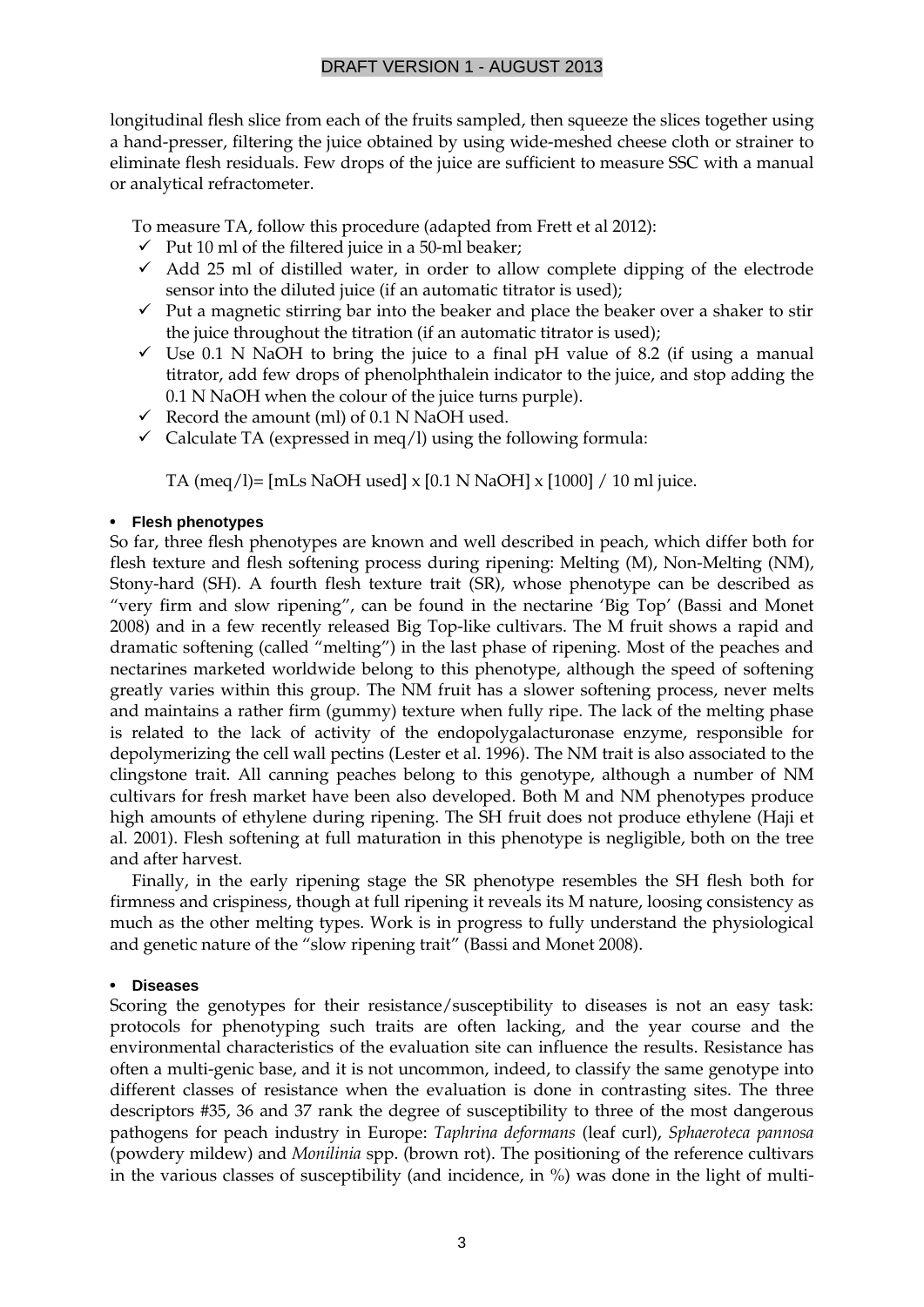longitudinal flesh slice from each of the fruits sampled, then squeeze the slices together using a hand-presser, filtering the juice obtained by using wide-meshed cheese cloth or strainer to eliminate flesh residuals. Few drops of the juice are sufficient to measure SSC with a manual or analytical refractometer.

To measure TA, follow this procedure (adapted from Frett et al 2012):

- ✓ Put 10 ml of the filtered juice in a 50-ml beaker;
- ✓ Add 25 ml of distilled water, in order to allow complete dipping of the electrode sensor into the diluted juice (if an automatic titrator is used);
- ✓ Put a magnetic stirring bar into the beaker and place the beaker over a shaker to stir the juice throughout the titration (if an automatic titrator is used);
- ✓ Use 0.1 N NaOH to bring the juice to a final pH value of 8.2 (if using a manual titrator, add few drops of phenolphthalein indicator to the juice, and stop adding the 0.1 N NaOH when the colour of the juice turns purple).
- ✓ Record the amount (ml) of 0.1 N NaOH used.
- ✓ Calculate TA (expressed in meq/l) using the following formula:

TA (meq/l)= [mLs NaOH used] x [0.1 N NaOH] x [1000] / 10 ml juice.

- **Flesh phenotypes**

So far, three flesh phenotypes are known and well described in peach, which differ both for flesh texture and flesh softening process during ripening: Melting (M), Non-Melting (NM), Stony-hard (SH). A fourth flesh texture trait (SR), whose phenotype can be described as "very firm and slow ripening", can be found in the nectarine 'Big Top' (Bassi and Monet 2008) and in a few recently released Big Top-like cultivars. The M fruit shows a rapid and dramatic softening (called "melting") in the last phase of ripening. Most of the peaches and nectarines marketed worldwide belong to this phenotype, although the speed of softening greatly varies within this group. The NM fruit has a slower softening process, never melts and maintains a rather firm (gummy) texture when fully ripe. The lack of the melting phase is related to the lack of activity of the endopolygalacturonase enzyme, responsible for depolymerizing the cell wall pectins (Lester et al. 1996). The NM trait is also associated to the clingstone trait. All canning peaches belong to this genotype, although a number of NM cultivars for fresh market have been also developed. Both M and NM phenotypes produce high amounts of ethylene during ripening. The SH fruit does not produce ethylene (Haji et al. 2001). Flesh softening at full maturation in this phenotype is negligible, both on the tree and after harvest.

Finally, in the early ripening stage the SR phenotype resembles the SH flesh both for firmness and crispiness, though at full ripening it reveals its M nature, loosing consistency as much as the other melting types. Work is in progress to fully understand the physiological and genetic nature of the "slow ripening trait" (Bassi and Monet 2008).

- **Diseases**

Scoring the genotypes for their resistance/susceptibility to diseases is not an easy task: protocols for phenotyping such traits are often lacking, and the year course and the environmental characteristics of the evaluation site can influence the results. Resistance has often a multi-genic base, and it is not uncommon, indeed, to classify the same genotype into different classes of resistance when the evaluation is done in contrasting sites. The three descriptors #35, 36 and 37 rank the degree of susceptibility to three of the most dangerous pathogens for peach industry in Europe: *Taphrina deformans* (leaf curl), *Sphaeroteca pannosa* (powdery mildew) and *Monilinia* spp. (brown rot). The positioning of the reference cultivars in the various classes of susceptibility (and incidence, in %) was done in the light of multi-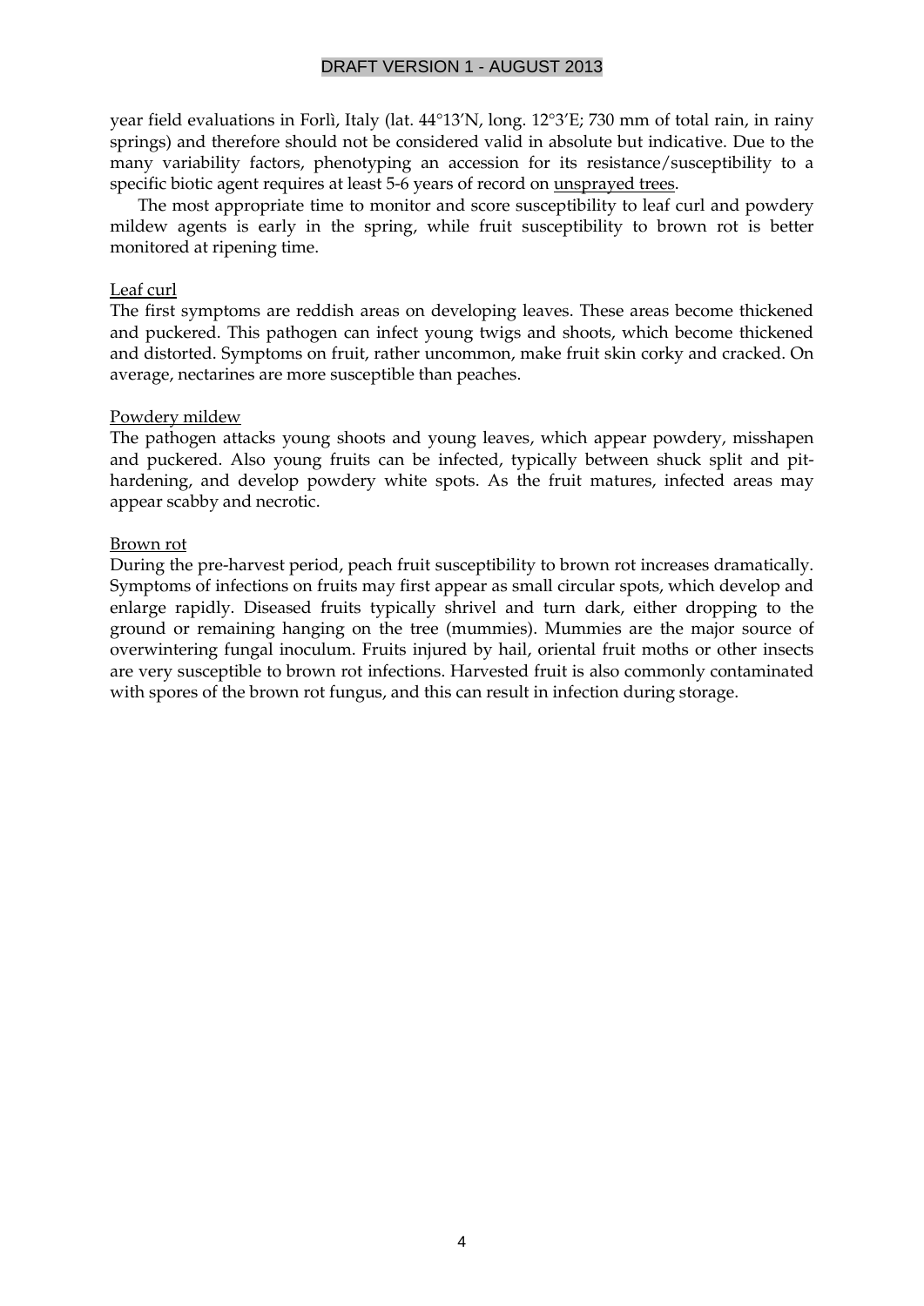year field evaluations in Forlì, Italy (lat. 44°13'N, long. 12°3'E; 730 mm of total rain, in rainy springs) and therefore should not be considered valid in absolute but indicative. Due to the many variability factors, phenotyping an accession for its resistance/susceptibility to a specific biotic agent requires at least 5-6 years of record on <u>unsprayed trees</u>.

The most appropriate time to monitor and score susceptibility to leaf curl and powdery mildew agents is early in the spring, while fruit susceptibility to brown rot is better monitored at ripening time.

<u>Leaf curl</u>

The first symptoms are reddish areas on developing leaves. These areas become thickened and puckered. This pathogen can infect young twigs and shoots, which become thickened and distorted. Symptoms on fruit, rather uncommon, make fruit skin corky and cracked. On average, nectarines are more susceptible than peaches.

<u>Powdery mildew</u>

The pathogen attacks young shoots and young leaves, which appear powdery, misshapen and puckered. Also young fruits can be infected, typically between shuck split and pit-hardening, and develop powdery white spots. As the fruit matures, infected areas may appear scabby and necrotic.

<u>Brown rot</u>

During the pre-harvest period, peach fruit susceptibility to brown rot increases dramatically. Symptoms of infections on fruits may first appear as small circular spots, which develop and enlarge rapidly. Diseased fruits typically shrivel and turn dark, either dropping to the ground or remaining hanging on the tree (mummies). Mummies are the major source of overwintering fungal inoculum. Fruits injured by hail, oriental fruit moths or other insects are very susceptible to brown rot infections. Harvested fruit is also commonly contaminated with spores of the brown rot fungus, and this can result in infection during storage.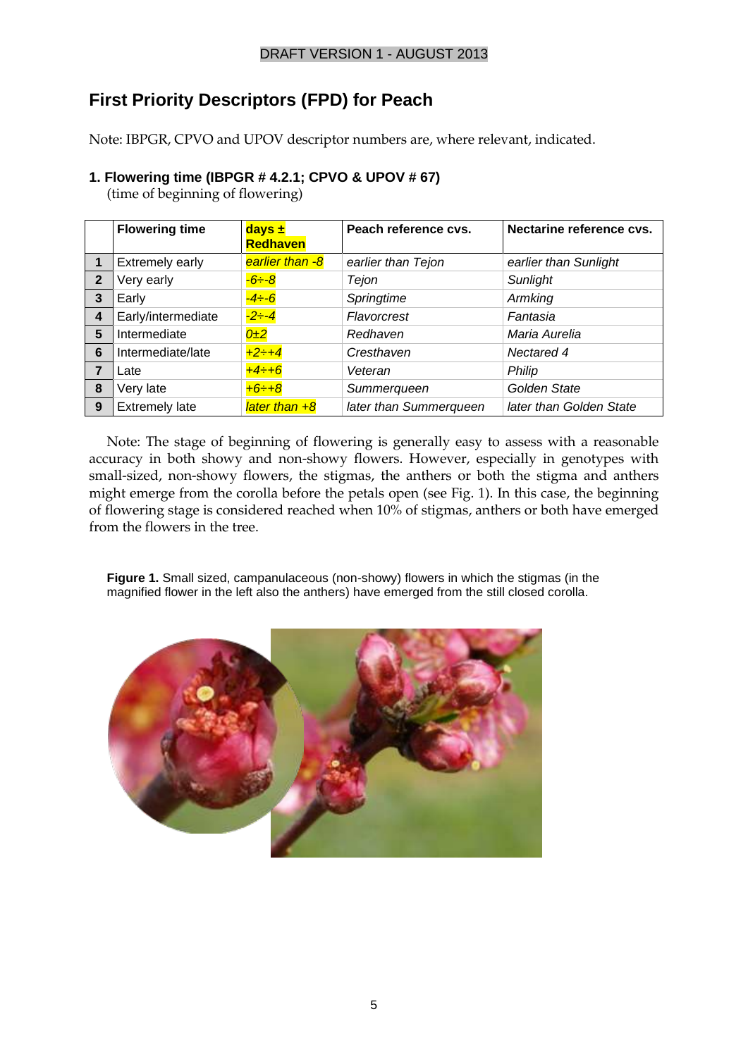## First Priority Descriptors (FPD) for Peach

Note: IBPGR, CPVO and UPOV descriptor numbers are, where relevant, indicated.

### 1. Flowering time (IBPGR # 4.2.1; CPVO & UPOV # 67)

(time of beginning of flowering)

| | Flowering time | days ± Redhaven | Peach reference cvs. | Nectarine reference cvs. |
|---|---|---|---|---|
| 1 | Extremely early | *earlier than -8* | *earlier than Tejon* | *earlier than Sunlight* |
| 2 | Very early | *-6÷-8* | *Tejon* | *Sunlight* |
| 3 | Early | *-4÷-6* | *Springtime* | *Armking* |
| 4 | Early/intermediate | *-2÷-4* | *Flavorcrest* | *Fantasia* |
| 5 | Intermediate | *0±2* | *Redhaven* | *Maria Aurelia* |
| 6 | Intermediate/late | *+2÷+4* | *Cresthaven* | *Nectared 4* |
| 7 | Late | *+4÷+6* | *Veteran* | *Philip* |
| 8 | Very late | *+6÷+8* | *Summerqueen* | *Golden State* |
| 9 | Extremely late | *later than +8* | *later than Summerqueen* | *later than Golden State* |

Note: The stage of beginning of flowering is generally easy to assess with a reasonable accuracy in both showy and non-showy flowers. However, especially in genotypes with small-sized, non-showy flowers, the stigmas, the anthers or both the stigma and anthers might emerge from the corolla before the petals open (see Fig. 1). In this case, the beginning of flowering stage is considered reached when 10% of stigmas, anthers or both have emerged from the flowers in the tree.

**Figure 1.** Small sized, campanulaceous (non-showy) flowers in which the stigmas (in the magnified flower in the left also the anthers) have emerged from the still closed corolla.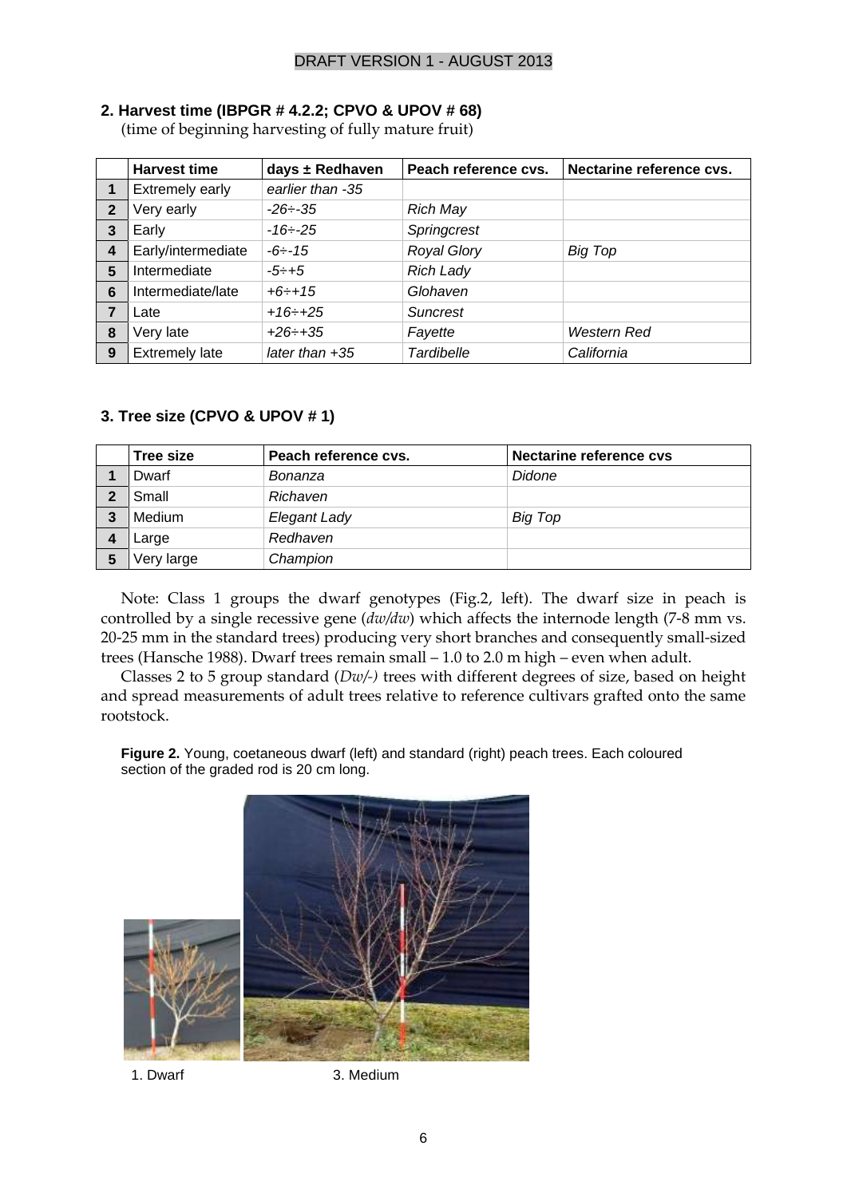## 2. Harvest time (IBPGR # 4.2.2; CPVO & UPOV # 68)

(time of beginning harvesting of fully mature fruit)

| | Harvest time | days ± Redhaven | Peach reference cvs. | Nectarine reference cvs. |
|---|---|---|---|---|
| **1** | Extremely early | *earlier than -35* | | |
| **2** | Very early | *-26÷-35* | *Rich May* | |
| **3** | Early | *-16÷-25* | *Springcrest* | |
| **4** | Early/intermediate | *-6÷-15* | *Royal Glory* | *Big Top* |
| **5** | Intermediate | *-5÷+5* | *Rich Lady* | |
| **6** | Intermediate/late | *+6÷+15* | *Glohaven* | |
| **7** | Late | *+16÷+25* | *Suncrest* | |
| **8** | Very late | *+26÷+35* | *Fayette* | *Western Red* |
| **9** | Extremely late | *later than +35* | *Tardibelle* | *California* |

## 3. Tree size (CPVO & UPOV # 1)

| | Tree size | Peach reference cvs. | Nectarine reference cvs |
|---|---|---|---|
| **1** | Dwarf | *Bonanza* | *Didone* |
| **2** | Small | *Richaven* | |
| **3** | Medium | *Elegant Lady* | *Big Top* |
| **4** | Large | *Redhaven* | |
| **5** | Very large | *Champion* | |

Note: Class 1 groups the dwarf genotypes (Fig.2, left). The dwarf size in peach is controlled by a single recessive gene (*dw/dw*) which affects the internode length (7-8 mm vs. 20-25 mm in the standard trees) producing very short branches and consequently small-sized trees (Hansche 1988). Dwarf trees remain small – 1.0 to 2.0 m high – even when adult.

Classes 2 to 5 group standard (*Dw/-)* trees with different degrees of size, based on height and spread measurements of adult trees relative to reference cultivars grafted onto the same rootstock.

**Figure 2.** Young, coetaneous dwarf (left) and standard (right) peach trees. Each coloured section of the graded rod is 20 cm long.

1. Dwarf 3. Medium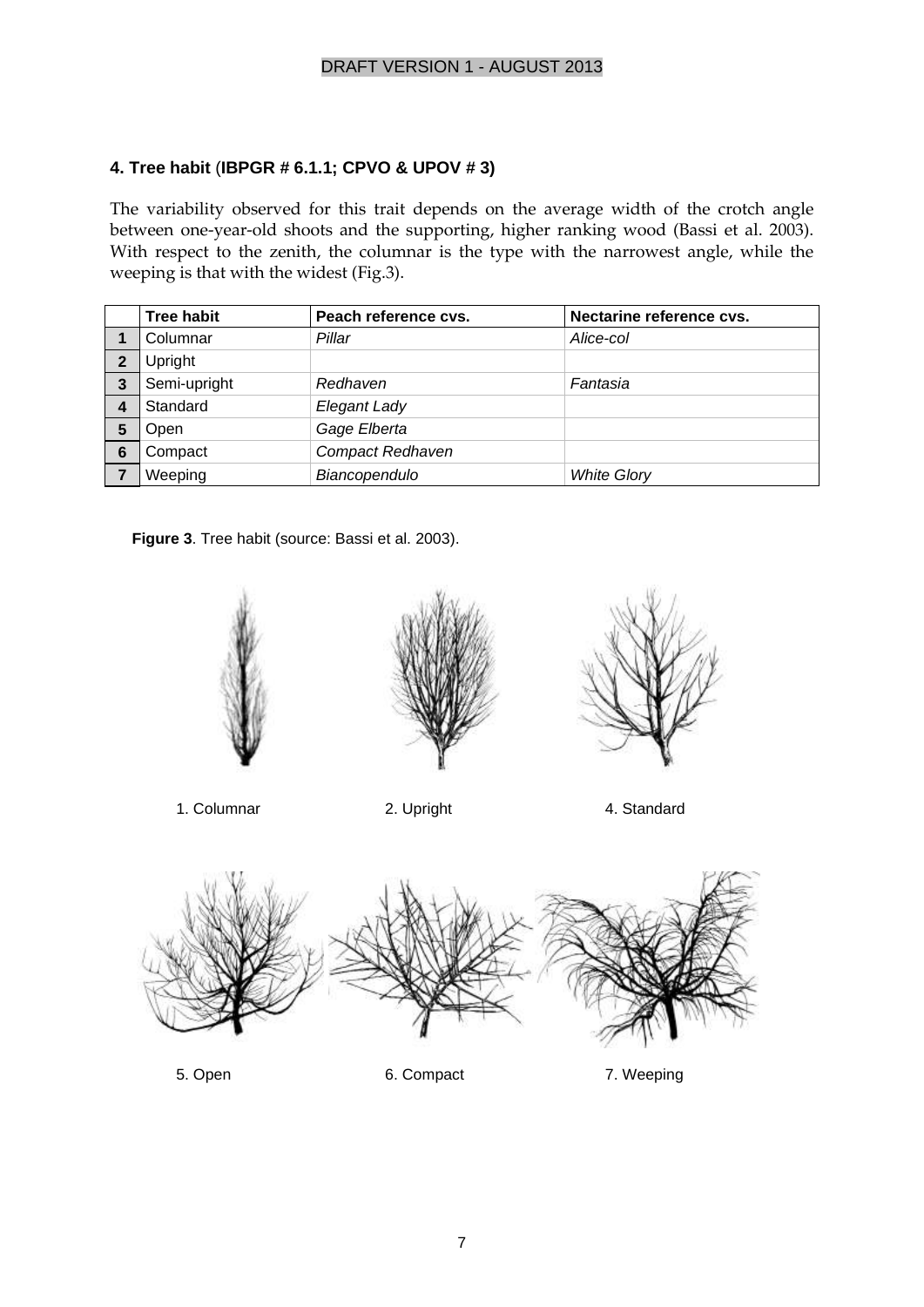## 4. Tree habit (IBPGR # 6.1.1; CPVO & UPOV # 3)

The variability observed for this trait depends on the average width of the crotch angle between one-year-old shoots and the supporting, higher ranking wood (Bassi et al. 2003). With respect to the zenith, the columnar is the type with the narrowest angle, while the weeping is that with the widest (Fig.3).

| | Tree habit | Peach reference cvs. | Nectarine reference cvs. |
|---|---|---|---|
| **1** | Columnar | *Pillar* | *Alice-col* |
| **2** | Upright | | |
| **3** | Semi-upright | *Redhaven* | *Fantasia* |
| **4** | Standard | *Elegant Lady* | |
| **5** | Open | *Gage Elberta* | |
| **6** | Compact | *Compact Redhaven* | |
| **7** | Weeping | *Biancopendulo* | *White Glory* |

**Figure 3**. Tree habit (source: Bassi et al. 2003).

1. Columnar 2. Upright 4. Standard

5. Open 6. Compact 7. Weeping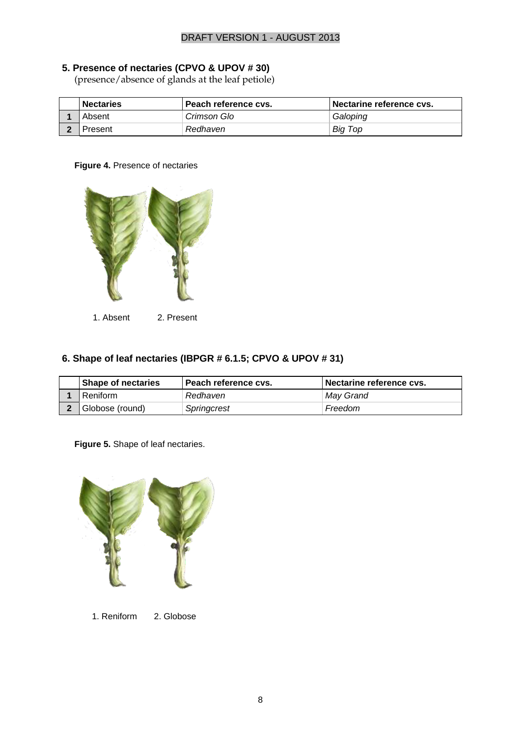## 5. Presence of nectaries (CPVO & UPOV # 30)

(presence/absence of glands at the leaf petiole)

| | Nectaries | Peach reference cvs. | Nectarine reference cvs. |
|---|---|---|---|
| 1 | Absent | *Crimson Glo* | *Galoping* |
| 2 | Present | *Redhaven* | *Big Top* |

**Figure 4.** Presence of nectaries

1. Absent 2. Present

## 6. Shape of leaf nectaries (IBPGR # 6.1.5; CPVO & UPOV # 31)

| | Shape of nectaries | Peach reference cvs. | Nectarine reference cvs. |
|---|---|---|---|
| 1 | Reniform | *Redhaven* | *May Grand* |
| 2 | Globose (round) | *Springcrest* | *Freedom* |

**Figure 5.** Shape of leaf nectaries.

1. Reniform 2. Globose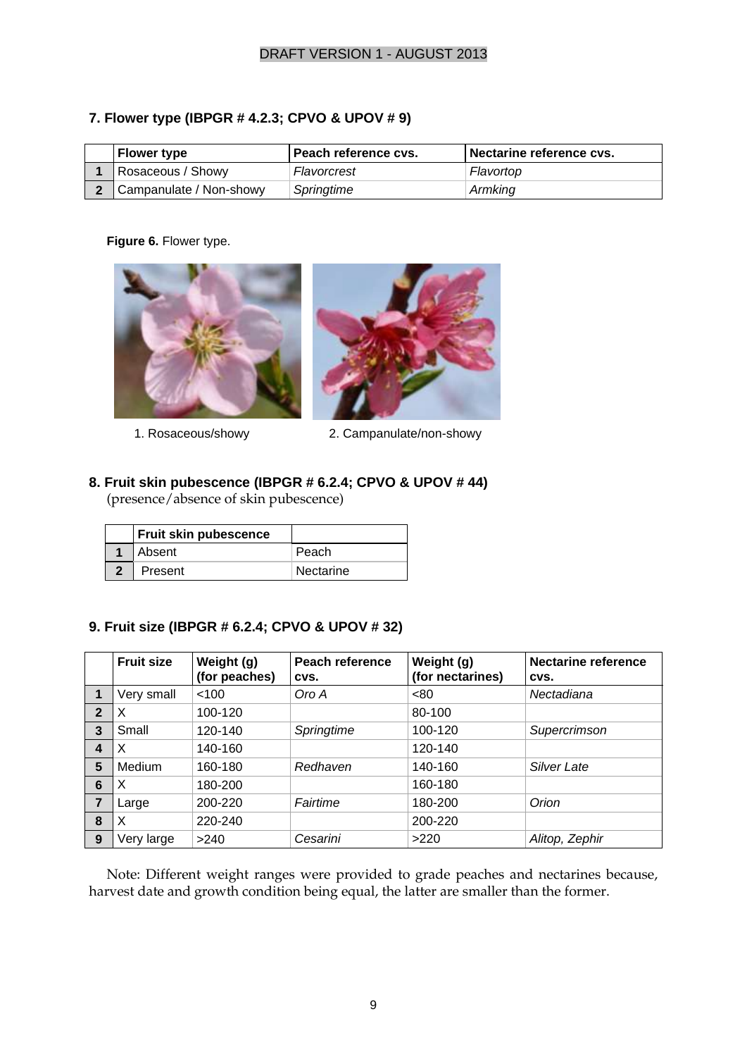## 7. Flower type (IBPGR # 4.2.3; CPVO & UPOV # 9)

| | Flower type | Peach reference cvs. | Nectarine reference cvs. |
|---|---|---|---|
| **1** | Rosaceous / Showy | *Flavorcrest* | *Flavortop* |
| **2** | Campanulate / Non-showy | *Springtime* | *Armking* |

**Figure 6.** Flower type.

1. Rosaceous/showy

2. Campanulate/non-showy

## 8. Fruit skin pubescence (IBPGR # 6.2.4; CPVO & UPOV # 44)

(presence/absence of skin pubescence)

| | Fruit skin pubescence | |
|---|---|---|
| **1** | Absent | Peach |
| **2** | Present | Nectarine |

## 9. Fruit size (IBPGR # 6.2.4; CPVO & UPOV # 32)

| | Fruit size | Weight (g) (for peaches) | Peach reference cvs. | Weight (g) (for nectarines) | Nectarine reference cvs. |
|---|---|---|---|---|---|
| **1** | Very small | <100 | *Oro A* | <80 | *Nectadiana* |
| **2** | X | 100-120 | | 80-100 | |
| **3** | Small | 120-140 | *Springtime* | 100-120 | *Supercrimson* |
| **4** | X | 140-160 | | 120-140 | |
| **5** | Medium | 160-180 | *Redhaven* | 140-160 | *Silver Late* |
| **6** | X | 180-200 | | 160-180 | |
| **7** | Large | 200-220 | *Fairtime* | 180-200 | *Orion* |
| **8** | X | 220-240 | | 200-220 | |
| **9** | Very large | >240 | *Cesarini* | >220 | *Alitop, Zephir* |

Note: Different weight ranges were provided to grade peaches and nectarines because, harvest date and growth condition being equal, the latter are smaller than the former.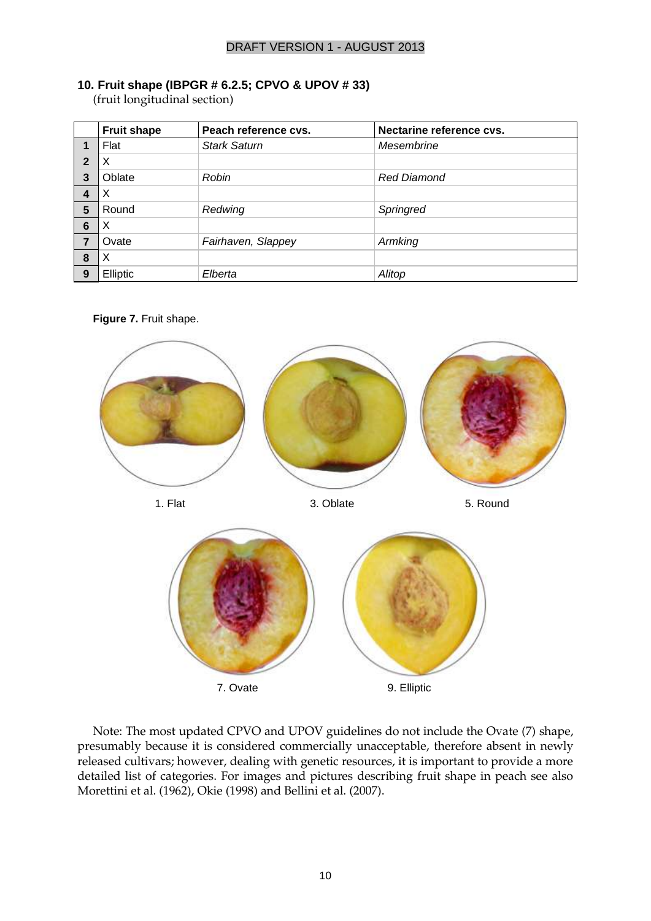### 10. Fruit shape (IBPGR # 6.2.5; CPVO & UPOV # 33)

(fruit longitudinal section)

| | Fruit shape | Peach reference cvs. | Nectarine reference cvs. |
|---|---|---|---|
| **1** | Flat | *Stark Saturn* | *Mesembrine* |
| **2** | X | | |
| **3** | Oblate | *Robin* | *Red Diamond* |
| **4** | X | | |
| **5** | Round | *Redwing* | *Springred* |
| **6** | X | | |
| **7** | Ovate | *Fairhaven, Slappey* | *Armking* |
| **8** | X | | |
| **9** | Elliptic | *Elberta* | *Alitop* |

**Figure 7.** Fruit shape.

1. Flat

3. Oblate

5. Round

7. Ovate

9. Elliptic

Note: The most updated CPVO and UPOV guidelines do not include the Ovate (7) shape, presumably because it is considered commercially unacceptable, therefore absent in newly released cultivars; however, dealing with genetic resources, it is important to provide a more detailed list of categories. For images and pictures describing fruit shape in peach see also Morettini et al. (1962), Okie (1998) and Bellini et al. (2007).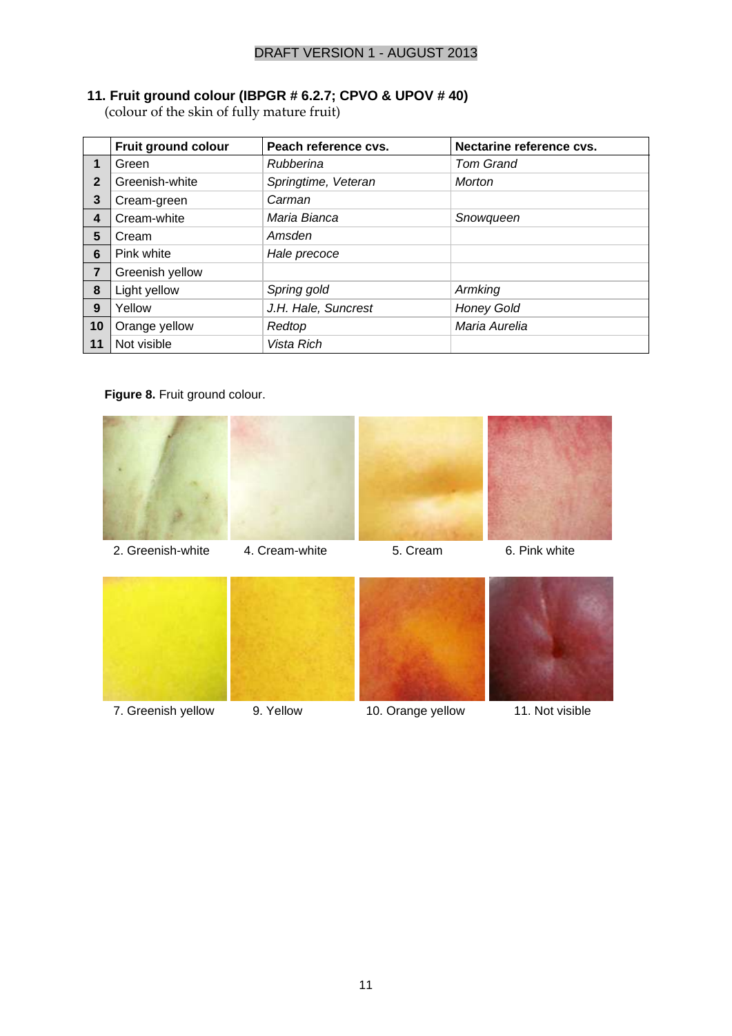## 11. Fruit ground colour (IBPGR # 6.2.7; CPVO & UPOV # 40)

(colour of the skin of fully mature fruit)

| | Fruit ground colour | Peach reference cvs. | Nectarine reference cvs. |
|---|---|---|---|
| **1** | Green | *Rubberina* | *Tom Grand* |
| **2** | Greenish-white | *Springtime, Veteran* | *Morton* |
| **3** | Cream-green | *Carman* | |
| **4** | Cream-white | *Maria Bianca* | *Snowqueen* |
| **5** | Cream | *Amsden* | |
| **6** | Pink white | *Hale precoce* | |
| **7** | Greenish yellow | | |
| **8** | Light yellow | *Spring gold* | *Armking* |
| **9** | Yellow | *J.H. Hale, Suncrest* | *Honey Gold* |
| **10** | Orange yellow | *Redtop* | *Maria Aurelia* |
| **11** | Not visible | *Vista Rich* | |

**Figure 8.** Fruit ground colour.

2. Greenish-white 4. Cream-white 5. Cream 6. Pink white

7. Greenish yellow 9. Yellow 10. Orange yellow 11. Not visible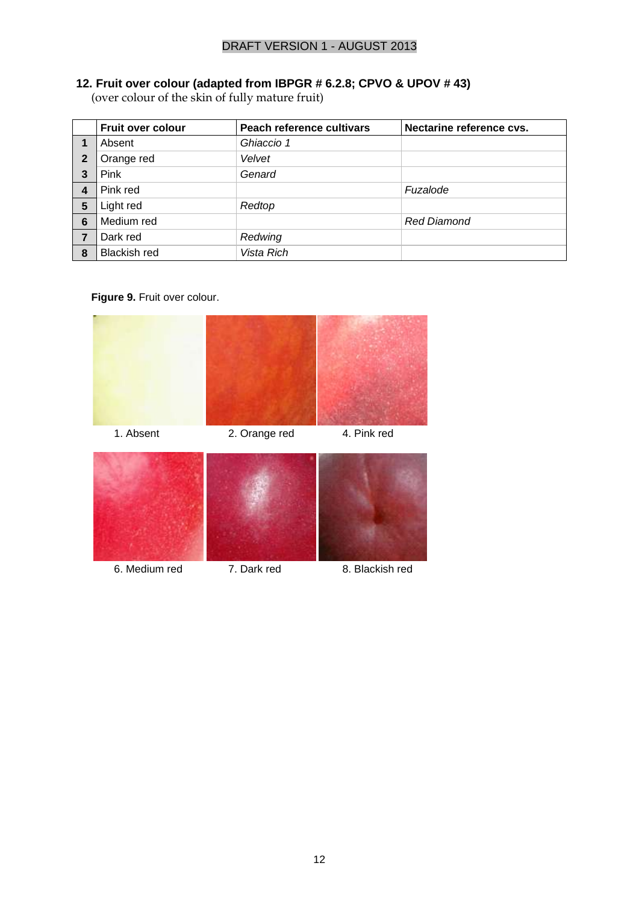## 12. Fruit over colour (adapted from IBPGR # 6.2.8; CPVO & UPOV # 43)

(over colour of the skin of fully mature fruit)

| | Fruit over colour | Peach reference cultivars | Nectarine reference cvs. |
|---|---|---|---|
| **1** | Absent | *Ghiaccio 1* | |
| **2** | Orange red | *Velvet* | |
| **3** | Pink | *Genard* | |
| **4** | Pink red | | *Fuzalode* |
| **5** | Light red | *Redtop* | |
| **6** | Medium red | | *Red Diamond* |
| **7** | Dark red | *Redwing* | |
| **8** | Blackish red | *Vista Rich* | |

**Figure 9.** Fruit over colour.

1. Absent  2. Orange red  4. Pink red

6. Medium red  7. Dark red  8. Blackish red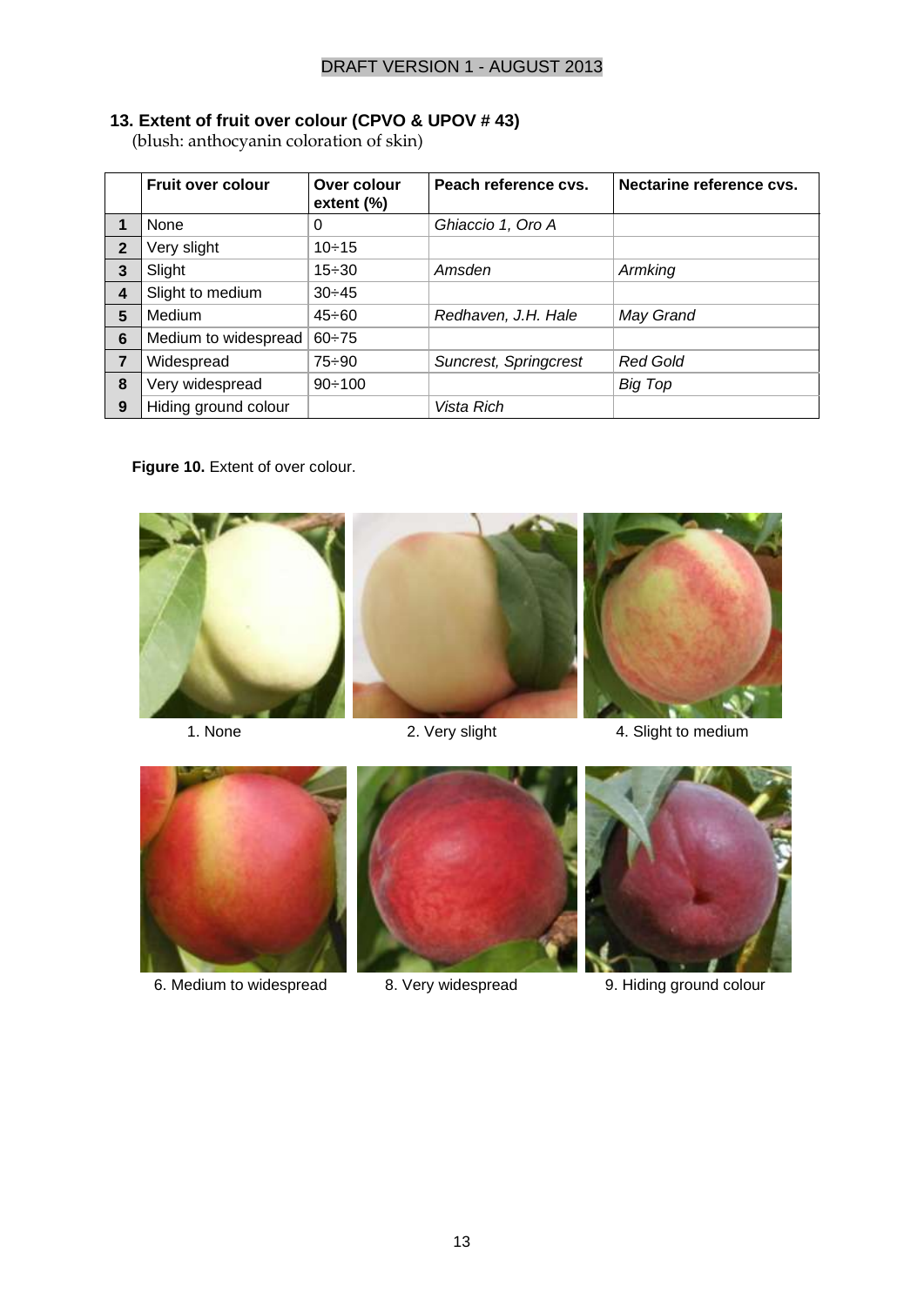## 13. Extent of fruit over colour (CPVO & UPOV # 43)

(blush: anthocyanin coloration of skin)

| | Fruit over colour | Over colour extent (%) | Peach reference cvs. | Nectarine reference cvs. |
|---|---|---|---|---|
| **1** | None | 0 | *Ghiaccio 1, Oro A* | |
| **2** | Very slight | 10÷15 | | |
| **3** | Slight | 15÷30 | *Amsden* | *Armking* |
| **4** | Slight to medium | 30÷45 | | |
| **5** | Medium | 45÷60 | *Redhaven, J.H. Hale* | *May Grand* |
| **6** | Medium to widespread | 60÷75 | | |
| **7** | Widespread | 75÷90 | *Suncrest, Springcrest* | *Red Gold* |
| **8** | Very widespread | 90÷100 | | *Big Top* |
| **9** | Hiding ground colour | | *Vista Rich* | |

**Figure 10.** Extent of over colour.

1. None

2. Very slight

4. Slight to medium

6. Medium to widespread

8. Very widespread

9. Hiding ground colour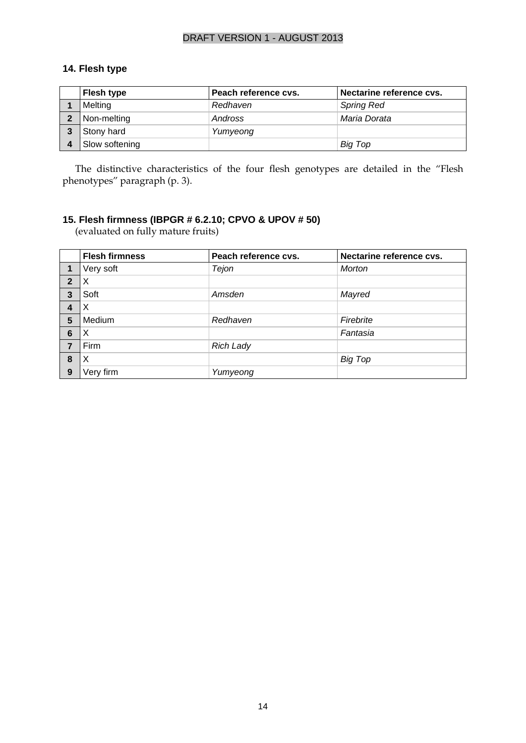## 14. Flesh type

| | Flesh type | Peach reference cvs. | Nectarine reference cvs. |
|---|---|---|---|
| **1** | Melting | *Redhaven* | *Spring Red* |
| **2** | Non-melting | *Andross* | *Maria Dorata* |
| **3** | Stony hard | *Yumyeong* | |
| **4** | Slow softening | | *Big Top* |

The distinctive characteristics of the four flesh genotypes are detailed in the "Flesh phenotypes" paragraph (p. 3).

## 15. Flesh firmness (IBPGR # 6.2.10; CPVO & UPOV # 50)

(evaluated on fully mature fruits)

| | Flesh firmness | Peach reference cvs. | Nectarine reference cvs. |
|---|---|---|---|
| **1** | Very soft | *Tejon* | *Morton* |
| **2** | X | | |
| **3** | Soft | *Amsden* | *Mayred* |
| **4** | X | | |
| **5** | Medium | *Redhaven* | *Firebrite* |
| **6** | X | | *Fantasia* |
| **7** | Firm | *Rich Lady* | |
| **8** | X | | *Big Top* |
| **9** | Very firm | *Yumyeong* | |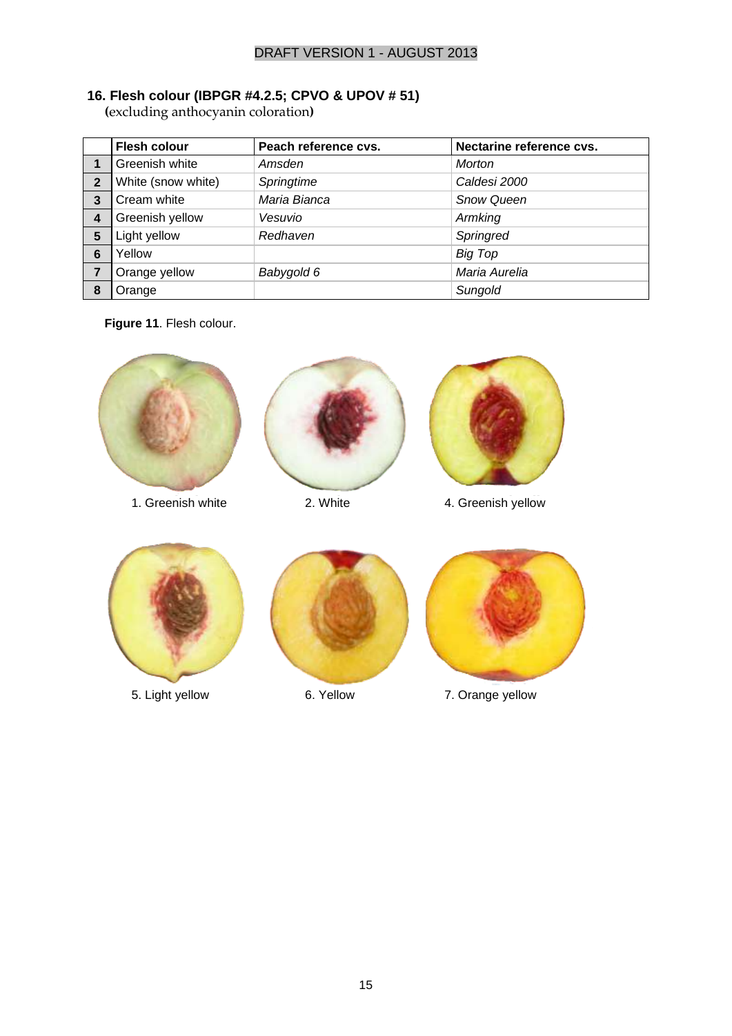### 16. Flesh colour (IBPGR #4.2.5; CPVO & UPOV # 51)
(excluding anthocyanin coloration)

| | Flesh colour | Peach reference cvs. | Nectarine reference cvs. |
|---|---|---|---|
| 1 | Greenish white | *Amsden* | *Morton* |
| 2 | White (snow white) | *Springtime* | *Caldesi 2000* |
| 3 | Cream white | *Maria Bianca* | *Snow Queen* |
| 4 | Greenish yellow | *Vesuvio* | *Armking* |
| 5 | Light yellow | *Redhaven* | *Springred* |
| 6 | Yellow | | *Big Top* |
| 7 | Orange yellow | *Babygold 6* | *Maria Aurelia* |
| 8 | Orange | | *Sungold* |

**Figure 11**. Flesh colour.

1. Greenish white

2. White

4. Greenish yellow

5. Light yellow

6. Yellow

7. Orange yellow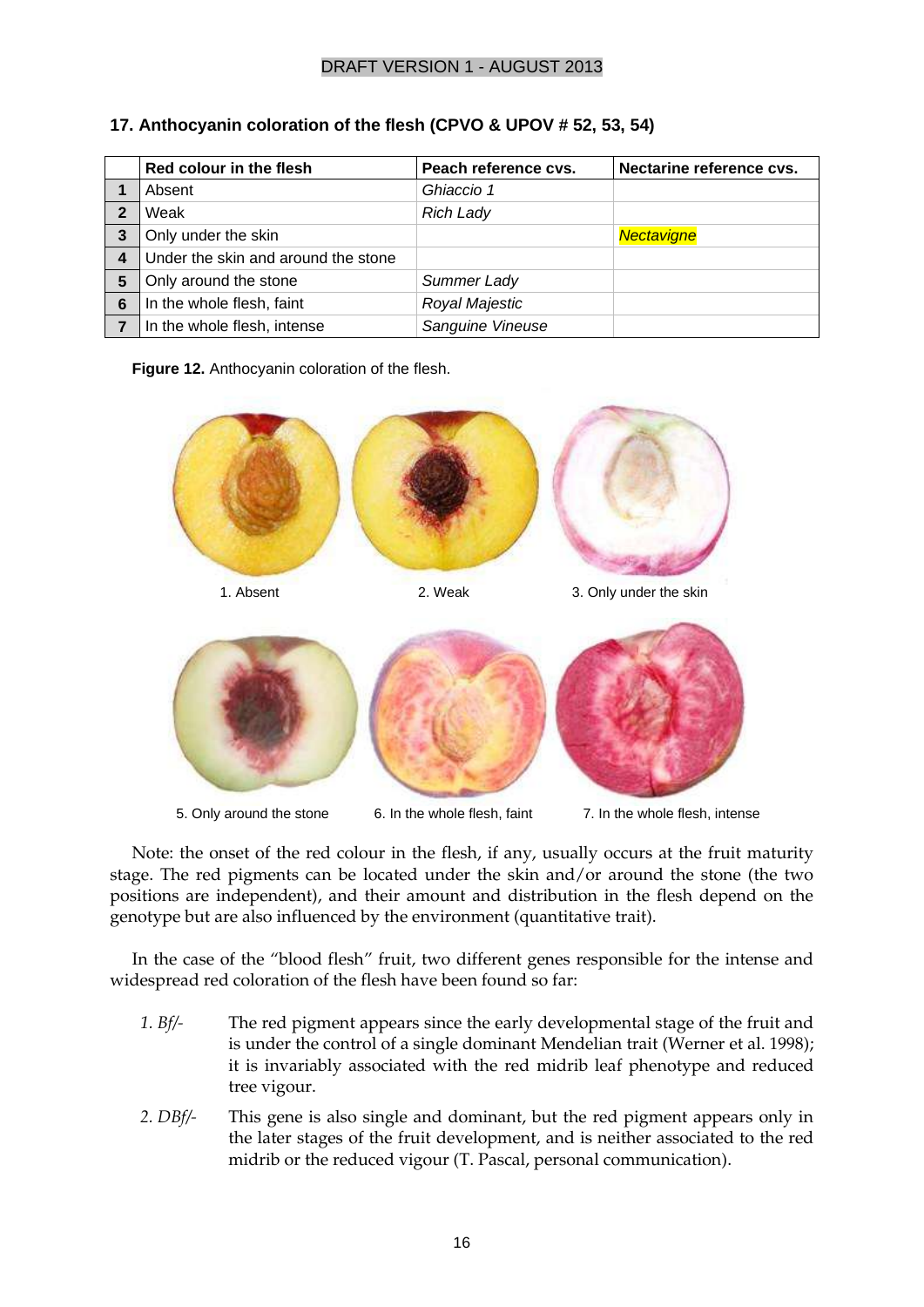### 17. Anthocyanin coloration of the flesh (CPVO & UPOV # 52, 53, 54)

| | Red colour in the flesh | Peach reference cvs. | Nectarine reference cvs. |
|---|---|---|---|
| **1** | Absent | *Ghiaccio 1* | |
| **2** | Weak | *Rich Lady* | |
| **3** | Only under the skin | | *Nectavigne* |
| **4** | Under the skin and around the stone | | |
| **5** | Only around the stone | *Summer Lady* | |
| **6** | In the whole flesh, faint | *Royal Majestic* | |
| **7** | In the whole flesh, intense | *Sanguine Vineuse* | |

**Figure 12.** Anthocyanin coloration of the flesh.

1. Absent 2. Weak 3. Only under the skin

5. Only around the stone 6. In the whole flesh, faint 7. In the whole flesh, intense

Note: the onset of the red colour in the flesh, if any, usually occurs at the fruit maturity stage. The red pigments can be located under the skin and/or around the stone (the two positions are independent), and their amount and distribution in the flesh depend on the genotype but are also influenced by the environment (quantitative trait).

In the case of the "blood flesh" fruit, two different genes responsible for the intense and widespread red coloration of the flesh have been found so far:

*1. Bf/-* The red pigment appears since the early developmental stage of the fruit and is under the control of a single dominant Mendelian trait (Werner et al. 1998); it is invariably associated with the red midrib leaf phenotype and reduced tree vigour.

*2. DBf/-* This gene is also single and dominant, but the red pigment appears only in the later stages of the fruit development, and is neither associated to the red midrib or the reduced vigour (T. Pascal, personal communication).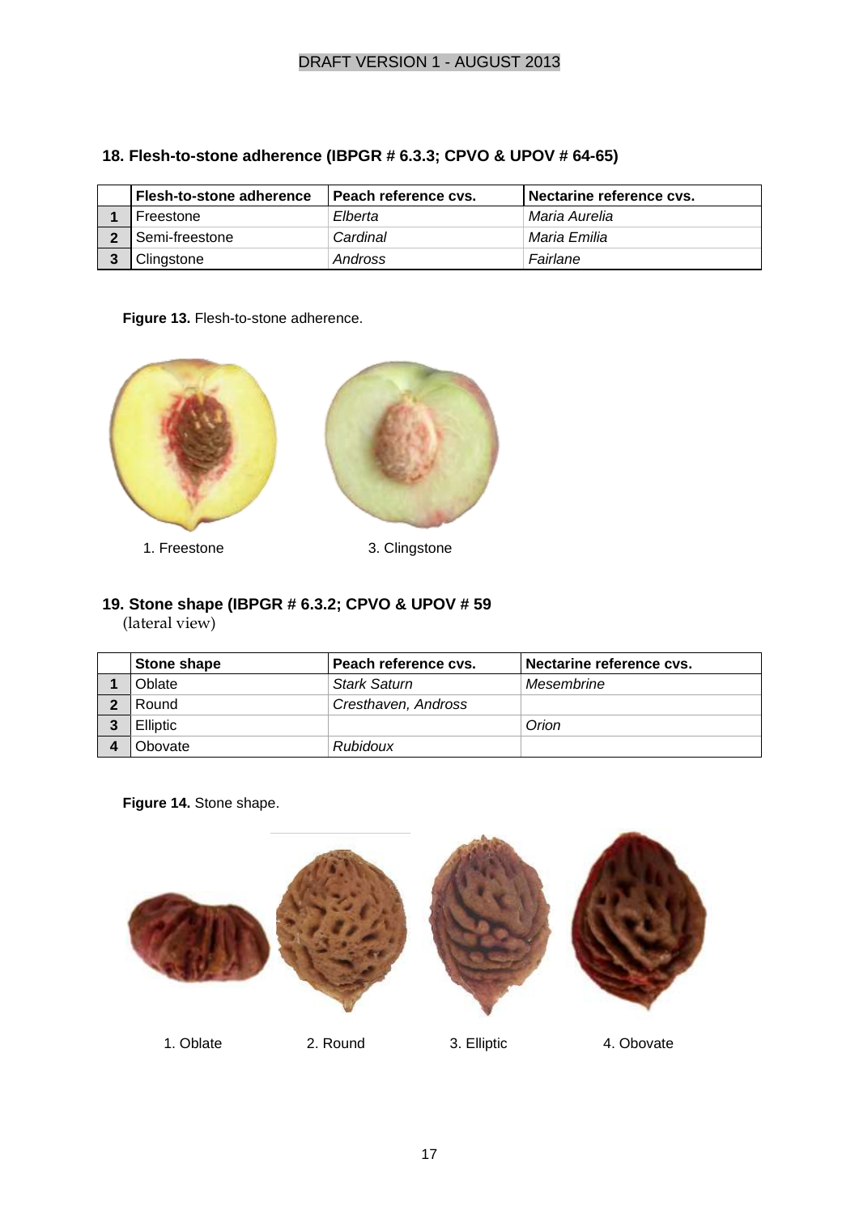## 18. Flesh-to-stone adherence (IBPGR # 6.3.3; CPVO & UPOV # 64-65)

| | Flesh-to-stone adherence | Peach reference cvs. | Nectarine reference cvs. |
|---|---|---|---|
| **1** | Freestone | *Elberta* | *Maria Aurelia* |
| **2** | Semi-freestone | *Cardinal* | *Maria Emilia* |
| **3** | Clingstone | *Andross* | *Fairlane* |

**Figure 13.** Flesh-to-stone adherence.

1. Freestone 3. Clingstone

## 19. Stone shape (IBPGR # 6.3.2; CPVO & UPOV # 59

(lateral view)

| | Stone shape | Peach reference cvs. | Nectarine reference cvs. |
|---|---|---|---|
| **1** | Oblate | *Stark Saturn* | *Mesembrine* |
| **2** | Round | *Cresthaven, Andross* | |
| **3** | Elliptic | | *Orion* |
| **4** | Obovate | *Rubidoux* | |

**Figure 14.** Stone shape.

1. Oblate 2. Round 3. Elliptic 4. Obovate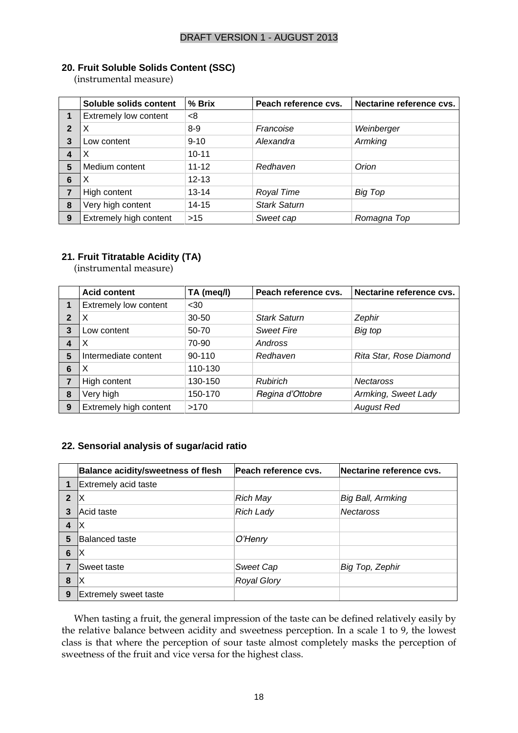## 20. Fruit Soluble Solids Content (SSC)

(instrumental measure)

| | Soluble solids content | % Brix | Peach reference cvs. | Nectarine reference cvs. |
|---|---|---|---|---|
| **1** | Extremely low content | <8 | | |
| **2** | X | 8-9 | *Francoise* | *Weinberger* |
| **3** | Low content | 9-10 | *Alexandra* | *Armking* |
| **4** | X | 10-11 | | |
| **5** | Medium content | 11-12 | *Redhaven* | *Orion* |
| **6** | X | 12-13 | | |
| **7** | High content | 13-14 | *Royal Time* | *Big Top* |
| **8** | Very high content | 14-15 | *Stark Saturn* | |
| **9** | Extremely high content | >15 | *Sweet cap* | *Romagna Top* |

## 21. Fruit Titratable Acidity (TA)

(instrumental measure)

| | Acid content | TA (meq/l) | Peach reference cvs. | Nectarine reference cvs. |
|---|---|---|---|---|
| **1** | Extremely low content | <30 | | |
| **2** | X | 30-50 | *Stark Saturn* | *Zephir* |
| **3** | Low content | 50-70 | *Sweet Fire* | *Big top* |
| **4** | X | 70-90 | *Andross* | |
| **5** | Intermediate content | 90-110 | *Redhaven* | *Rita Star, Rose Diamond* |
| **6** | X | 110-130 | | |
| **7** | High content | 130-150 | *Rubirich* | *Nectaross* |
| **8** | Very high | 150-170 | *Regina d'Ottobre* | *Armking, Sweet Lady* |
| **9** | Extremely high content | >170 | | *August Red* |

## 22. Sensorial analysis of sugar/acid ratio

| | Balance acidity/sweetness of flesh | Peach reference cvs. | Nectarine reference cvs. |
|---|---|---|---|
| **1** | Extremely acid taste | | |
| **2** | X | *Rich May* | *Big Ball, Armking* |
| **3** | Acid taste | *Rich Lady* | *Nectaross* |
| **4** | X | | |
| **5** | Balanced taste | *O'Henry* | |
| **6** | X | | |
| **7** | Sweet taste | *Sweet Cap* | *Big Top, Zephir* |
| **8** | X | *Royal Glory* | |
| **9** | Extremely sweet taste | | |

When tasting a fruit, the general impression of the taste can be defined relatively easily by the relative balance between acidity and sweetness perception. In a scale 1 to 9, the lowest class is that where the perception of sour taste almost completely masks the perception of sweetness of the fruit and vice versa for the highest class.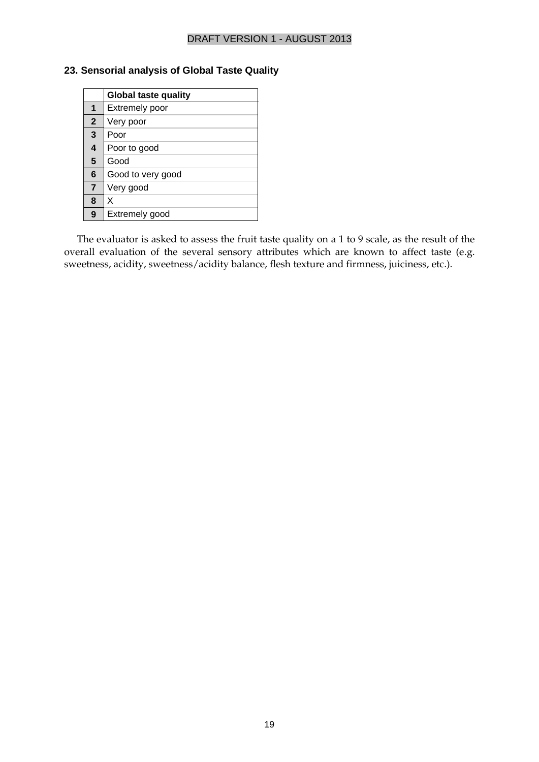## 23. Sensorial analysis of Global Taste Quality

| | Global taste quality |
|---|---|
| 1 | Extremely poor |
| 2 | Very poor |
| 3 | Poor |
| 4 | Poor to good |
| 5 | Good |
| 6 | Good to very good |
| 7 | Very good |
| 8 | X |
| 9 | Extremely good |

The evaluator is asked to assess the fruit taste quality on a 1 to 9 scale, as the result of the overall evaluation of the several sensory attributes which are known to affect taste (e.g. sweetness, acidity, sweetness/acidity balance, flesh texture and firmness, juiciness, etc.).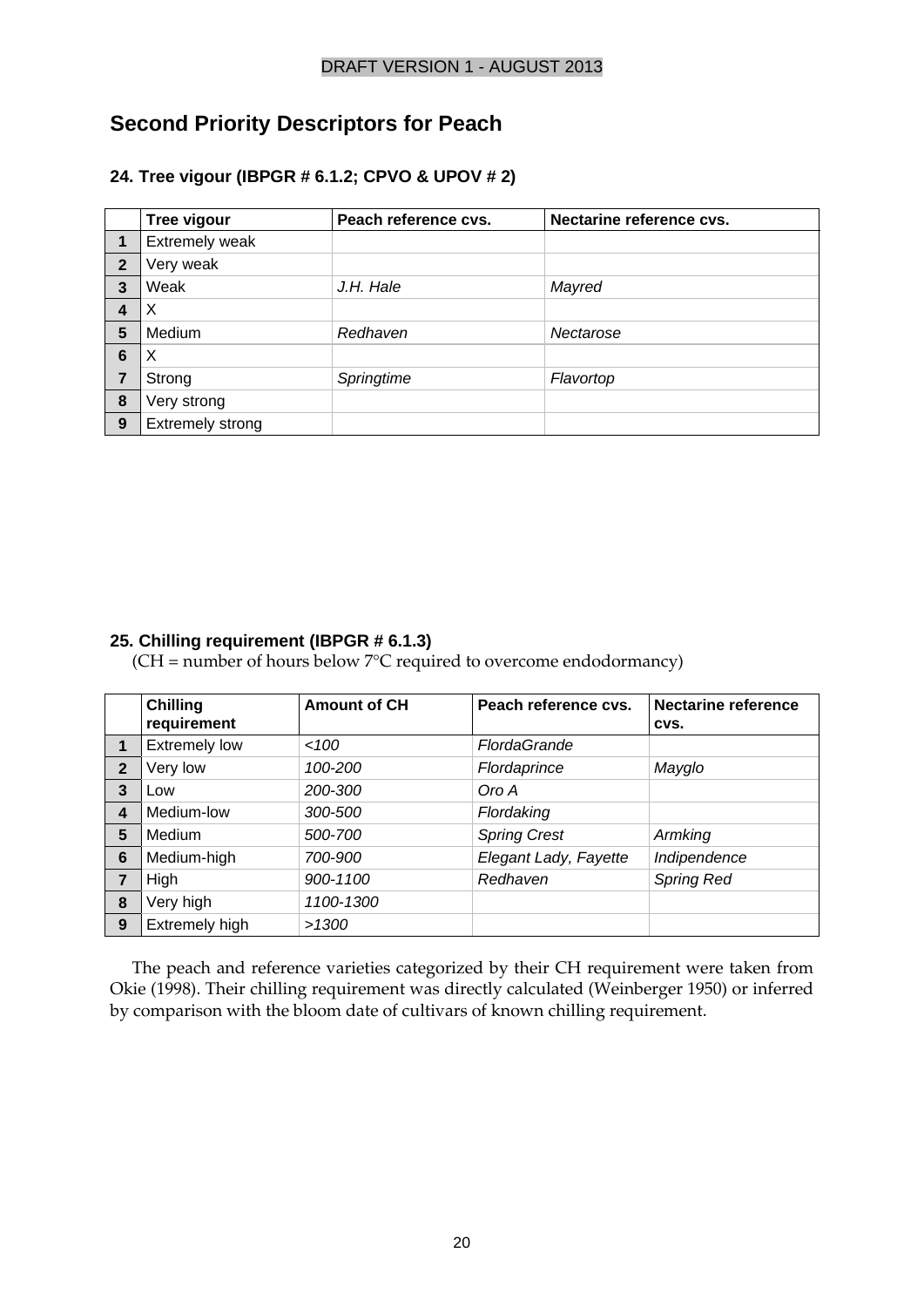## Second Priority Descriptors for Peach

### 24. Tree vigour (IBPGR # 6.1.2; CPVO & UPOV # 2)

| | Tree vigour | Peach reference cvs. | Nectarine reference cvs. |
|---|---|---|---|
| **1** | Extremely weak | | |
| **2** | Very weak | | |
| **3** | Weak | *J.H. Hale* | *Mayred* |
| **4** | X | | |
| **5** | Medium | *Redhaven* | *Nectarose* |
| **6** | X | | |
| **7** | Strong | *Springtime* | *Flavortop* |
| **8** | Very strong | | |
| **9** | Extremely strong | | |

### 25. Chilling requirement (IBPGR # 6.1.3)

(CH = number of hours below 7°C required to overcome endodormancy)

| | Chilling requirement | Amount of CH | Peach reference cvs. | Nectarine reference cvs. |
|---|---|---|---|---|
| **1** | Extremely low | *<100* | *FlordaGrande* | |
| **2** | Very low | *100-200* | *Flordaprince* | *Mayglo* |
| **3** | Low | *200-300* | *Oro A* | |
| **4** | Medium-low | *300-500* | *Flordaking* | |
| **5** | Medium | *500-700* | *Spring Crest* | *Armking* |
| **6** | Medium-high | *700-900* | *Elegant Lady, Fayette* | *Indipendence* |
| **7** | High | *900-1100* | *Redhaven* | *Spring Red* |
| **8** | Very high | *1100-1300* | | |
| **9** | Extremely high | *>1300* | | |

The peach and reference varieties categorized by their CH requirement were taken from Okie (1998). Their chilling requirement was directly calculated (Weinberger 1950) or inferred by comparison with the bloom date of cultivars of known chilling requirement.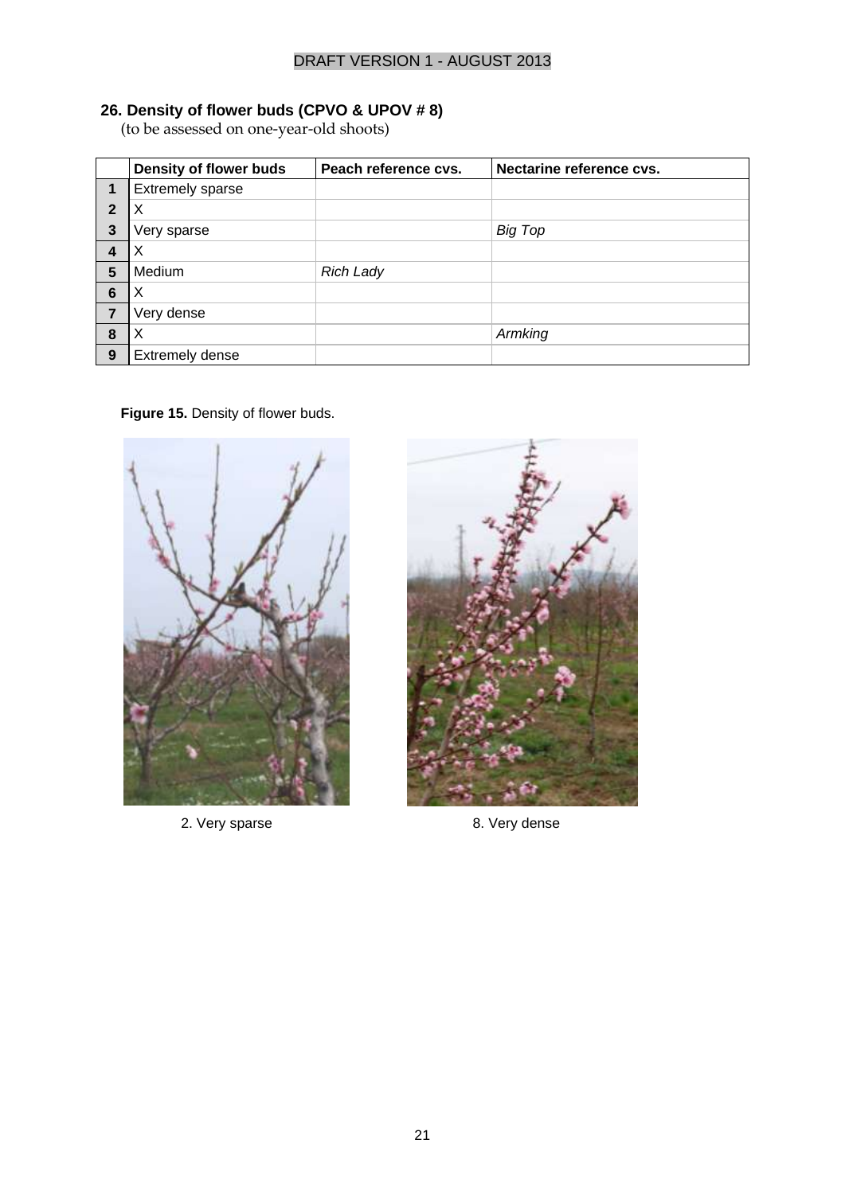## 26. Density of flower buds (CPVO & UPOV # 8)

(to be assessed on one-year-old shoots)

| | Density of flower buds | Peach reference cvs. | Nectarine reference cvs. |
|---|---|---|---|
| 1 | Extremely sparse | | |
| 2 | X | | |
| 3 | Very sparse | | *Big Top* |
| 4 | X | | |
| 5 | Medium | *Rich Lady* | |
| 6 | X | | |
| 7 | Very dense | | |
| 8 | X | | *Armking* |
| 9 | Extremely dense | | |

**Figure 15.** Density of flower buds.

2. Very sparse

8. Very dense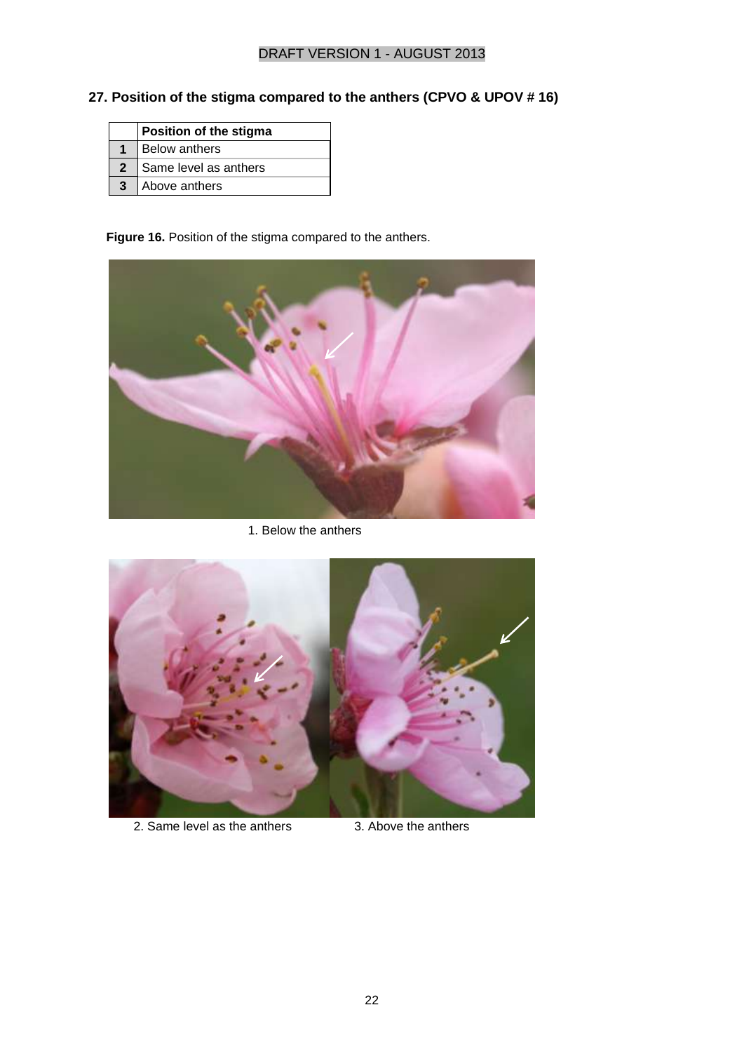## 27. Position of the stigma compared to the anthers (CPVO & UPOV # 16)

| | Position of the stigma |
|---|---|
| **1** | Below anthers |
| **2** | Same level as anthers |
| **3** | Above anthers |

**Figure 16.** Position of the stigma compared to the anthers.

1. Below the anthers

2. Same level as the anthers

3. Above the anthers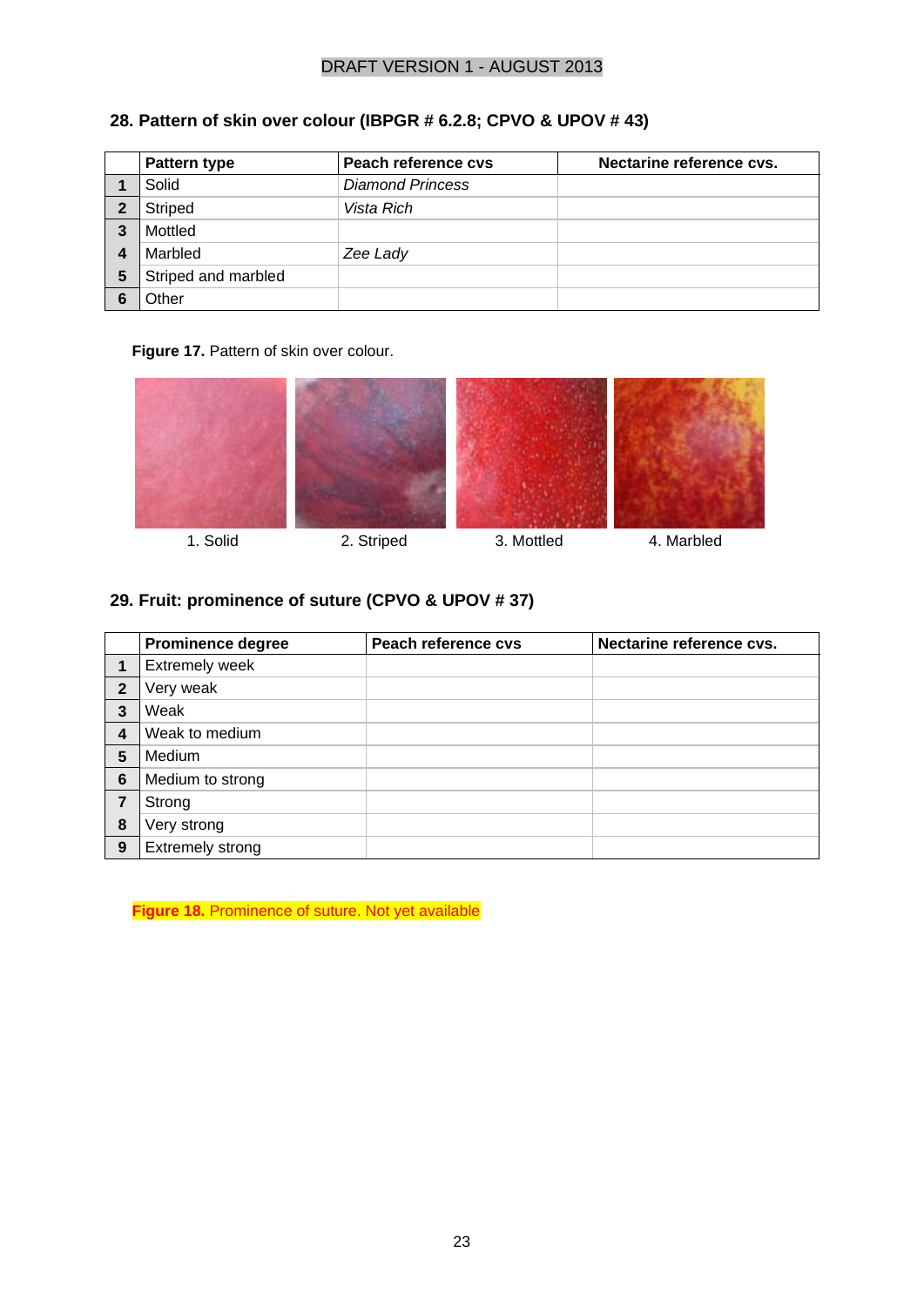## 28. Pattern of skin over colour (IBPGR # 6.2.8; CPVO & UPOV # 43)

| | Pattern type | Peach reference cvs | Nectarine reference cvs. |
|---|---|---|---|
| **1** | Solid | *Diamond Princess* | |
| **2** | Striped | *Vista Rich* | |
| **3** | Mottled | | |
| **4** | Marbled | *Zee Lady* | |
| **5** | Striped and marbled | | |
| **6** | Other | | |

**Figure 17.** Pattern of skin over colour.

1. Solid 2. Striped 3. Mottled 4. Marbled

## 29. Fruit: prominence of suture (CPVO & UPOV # 37)

| | Prominence degree | Peach reference cvs | Nectarine reference cvs. |
|---|---|---|---|
| **1** | Extremely week | | |
| **2** | Very weak | | |
| **3** | Weak | | |
| **4** | Weak to medium | | |
| **5** | Medium | | |
| **6** | Medium to strong | | |
| **7** | Strong | | |
| **8** | Very strong | | |
| **9** | Extremely strong | | |

**Figure 18.** Prominence of suture. Not yet available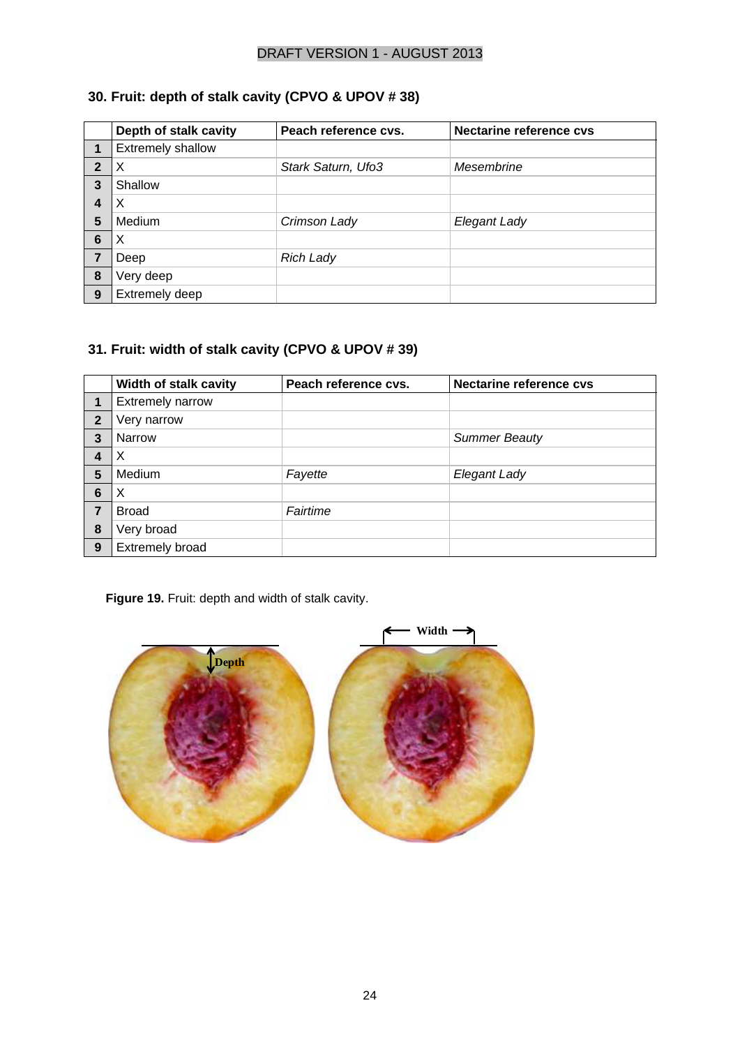### 30. Fruit: depth of stalk cavity (CPVO & UPOV # 38)

| | Depth of stalk cavity | Peach reference cvs. | Nectarine reference cvs |
|---|---|---|---|
| **1** | Extremely shallow | | |
| **2** | X | *Stark Saturn, Ufo3* | *Mesembrine* |
| **3** | Shallow | | |
| **4** | X | | |
| **5** | Medium | *Crimson Lady* | *Elegant Lady* |
| **6** | X | | |
| **7** | Deep | *Rich Lady* | |
| **8** | Very deep | | |
| **9** | Extremely deep | | |

### 31. Fruit: width of stalk cavity (CPVO & UPOV # 39)

| | Width of stalk cavity | Peach reference cvs. | Nectarine reference cvs |
|---|---|---|---|
| **1** | Extremely narrow | | |
| **2** | Very narrow | | |
| **3** | Narrow | | *Summer Beauty* |
| **4** | X | | |
| **5** | Medium | *Fayette* | *Elegant Lady* |
| **6** | X | | |
| **7** | Broad | *Fairtime* | |
| **8** | Very broad | | |
| **9** | Extremely broad | | |

**Figure 19.** Fruit: depth and width of stalk cavity.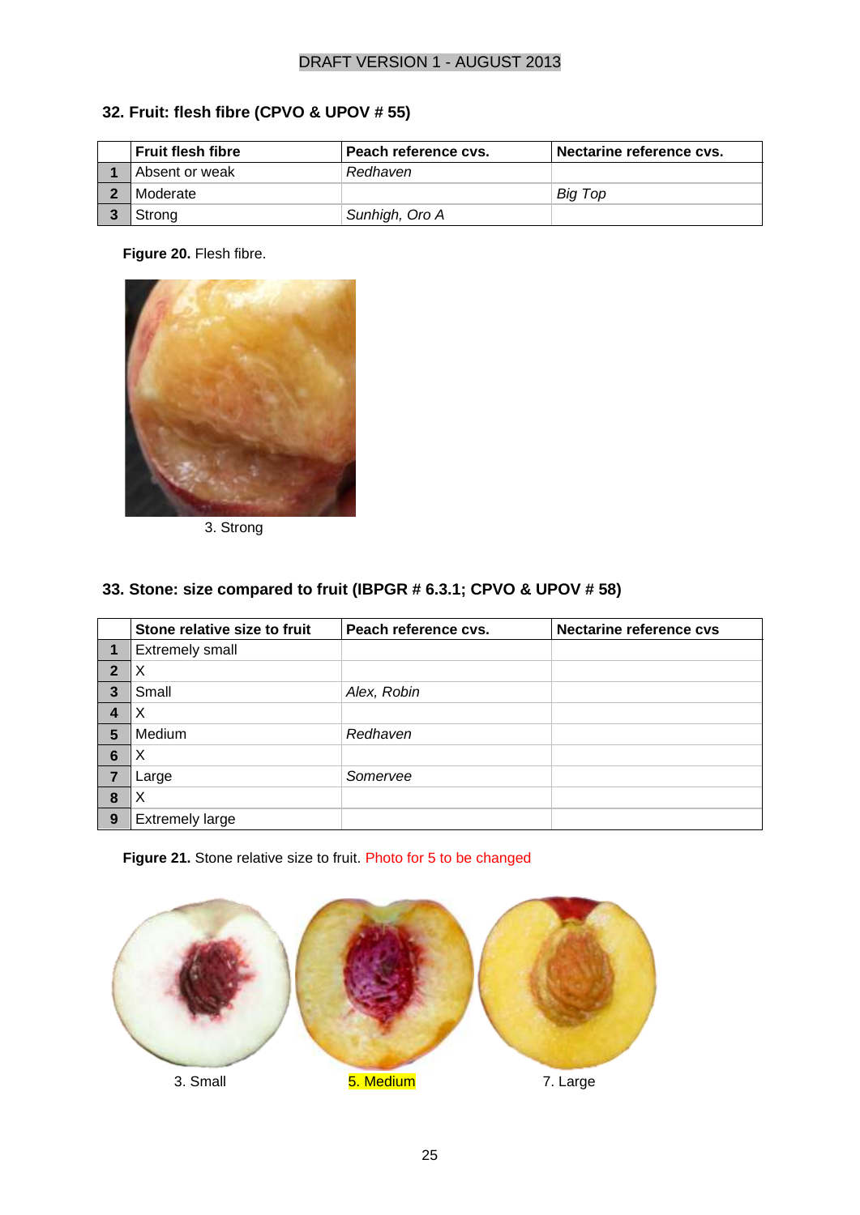DRAFT VERSION 1 - AUGUST 2013

### 32. Fruit: flesh fibre (CPVO & UPOV # 55)

| | Fruit flesh fibre | Peach reference cvs. | Nectarine reference cvs. |
|---|---|---|---|
| 1 | Absent or weak | *Redhaven* | |
| 2 | Moderate | | *Big Top* |
| 3 | Strong | *Sunhigh, Oro A* | |

**Figure 20.** Flesh fibre.

3. Strong

### 33. Stone: size compared to fruit (IBPGR # 6.3.1; CPVO & UPOV # 58)

| | Stone relative size to fruit | Peach reference cvs. | Nectarine reference cvs |
|---|---|---|---|
| 1 | Extremely small | | |
| 2 | X | | |
| 3 | Small | *Alex, Robin* | |
| 4 | X | | |
| 5 | Medium | *Redhaven* | |
| 6 | X | | |
| 7 | Large | *Somervee* | |
| 8 | X | | |
| 9 | Extremely large | | |

**Figure 21.** Stone relative size to fruit. Photo for 5 to be changed

3. Small 5. Medium 7. Large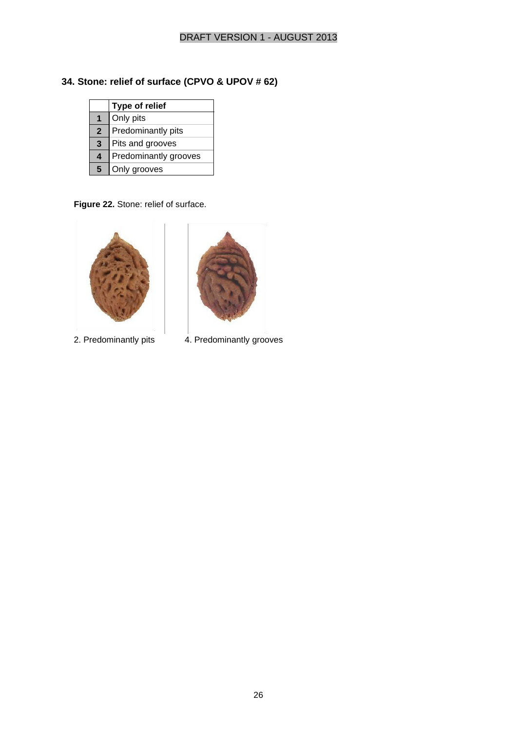## 34. Stone: relief of surface (CPVO & UPOV # 62)

| | Type of relief |
|---|---|
| 1 | Only pits |
| 2 | Predominantly pits |
| 3 | Pits and grooves |
| 4 | Predominantly grooves |
| 5 | Only grooves |

**Figure 22.** Stone: relief of surface.

2. Predominantly pits

4. Predominantly grooves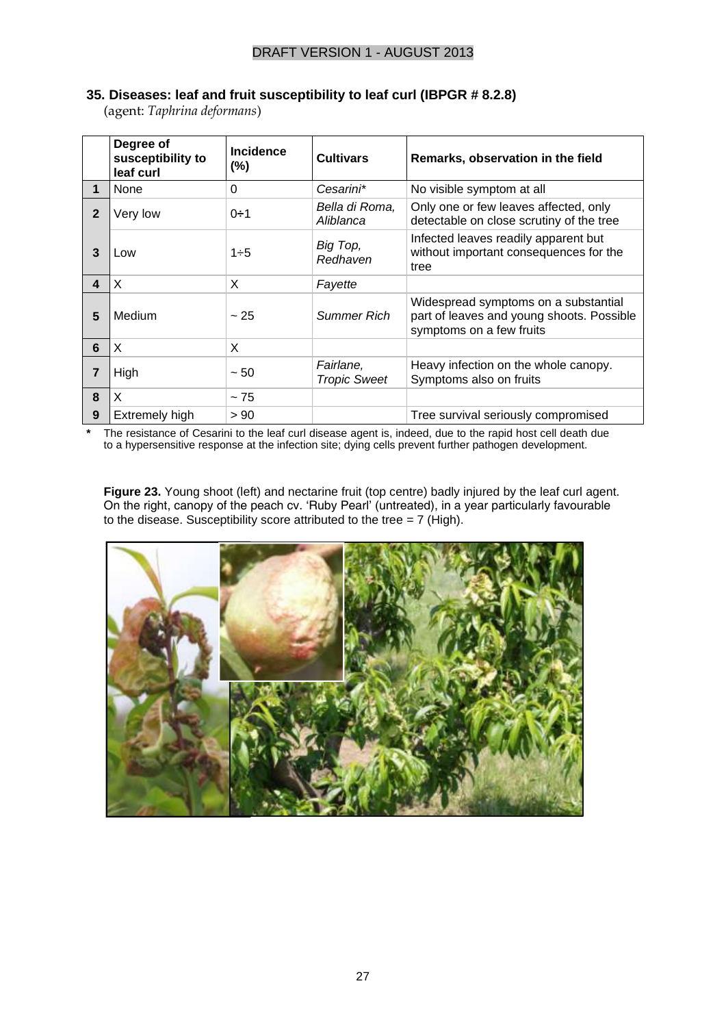## 35. Diseases: leaf and fruit susceptibility to leaf curl (IBPGR # 8.2.8)

(agent: *Taphrina deformans*)

| | Degree of susceptibility to leaf curl | Incidence (%) | Cultivars | Remarks, observation in the field |
|---|---|---|---|---|
| **1** | None | 0 | *Cesarini\** | No visible symptom at all |
| **2** | Very low | 0÷1 | *Bella di Roma, Aliblanca* | Only one or few leaves affected, only detectable on close scrutiny of the tree |
| **3** | Low | 1÷5 | *Big Top, Redhaven* | Infected leaves readily apparent but without important consequences for the tree |
| **4** | X | X | *Fayette* | |
| **5** | Medium | ~ 25 | *Summer Rich* | Widespread symptoms on a substantial part of leaves and young shoots. Possible symptoms on a few fruits |
| **6** | X | X | | |
| **7** | High | ~ 50 | *Fairlane, Tropic Sweet* | Heavy infection on the whole canopy. Symptoms also on fruits |
| **8** | X | ~ 75 | | |
| **9** | Extremely high | > 90 | | Tree survival seriously compromised |

\* The resistance of Cesarini to the leaf curl disease agent is, indeed, due to the rapid host cell death due to a hypersensitive response at the infection site; dying cells prevent further pathogen development.

**Figure 23.** Young shoot (left) and nectarine fruit (top centre) badly injured by the leaf curl agent. On the right, canopy of the peach cv. 'Ruby Pearl' (untreated), in a year particularly favourable to the disease. Susceptibility score attributed to the tree = 7 (High).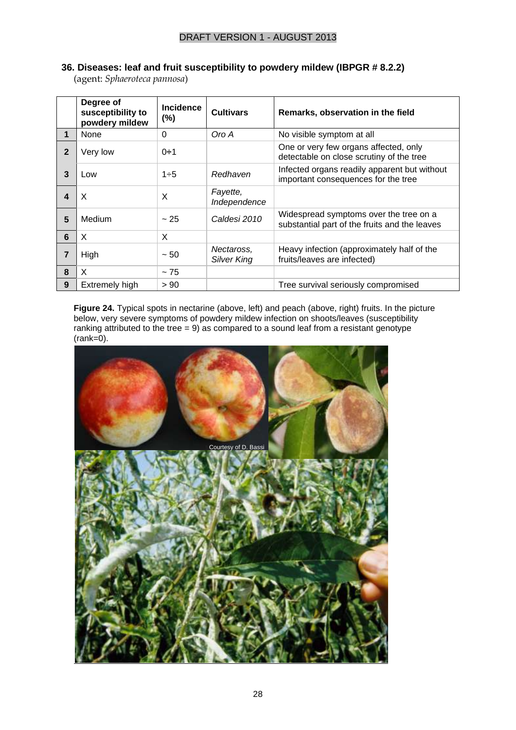### 36. Diseases: leaf and fruit susceptibility to powdery mildew (IBPGR # 8.2.2)

(agent: *Sphaeroteca pannosa*)

| | Degree of susceptibility to powdery mildew | Incidence (%) | Cultivars | Remarks, observation in the field |
|---|---|---|---|---|
| **1** | None | 0 | *Oro A* | No visible symptom at all |
| **2** | Very low | 0÷1 | | One or very few organs affected, only detectable on close scrutiny of the tree |
| **3** | Low | 1÷5 | *Redhaven* | Infected organs readily apparent but without important consequences for the tree |
| **4** | X | X | *Fayette, Independence* | |
| **5** | Medium | ~ 25 | *Caldesi 2010* | Widespread symptoms over the tree on a substantial part of the fruits and the leaves |
| **6** | X | X | | |
| **7** | High | ~ 50 | *Nectaross, Silver King* | Heavy infection (approximately half of the fruits/leaves are infected) |
| **8** | X | ~ 75 | | |
| **9** | Extremely high | > 90 | | Tree survival seriously compromised |

**Figure 24.** Typical spots in nectarine (above, left) and peach (above, right) fruits. In the picture below, very severe symptoms of powdery mildew infection on shoots/leaves (susceptibility ranking attributed to the tree = 9) as compared to a sound leaf from a resistant genotype (rank=0).

Courtesy of D. Bassi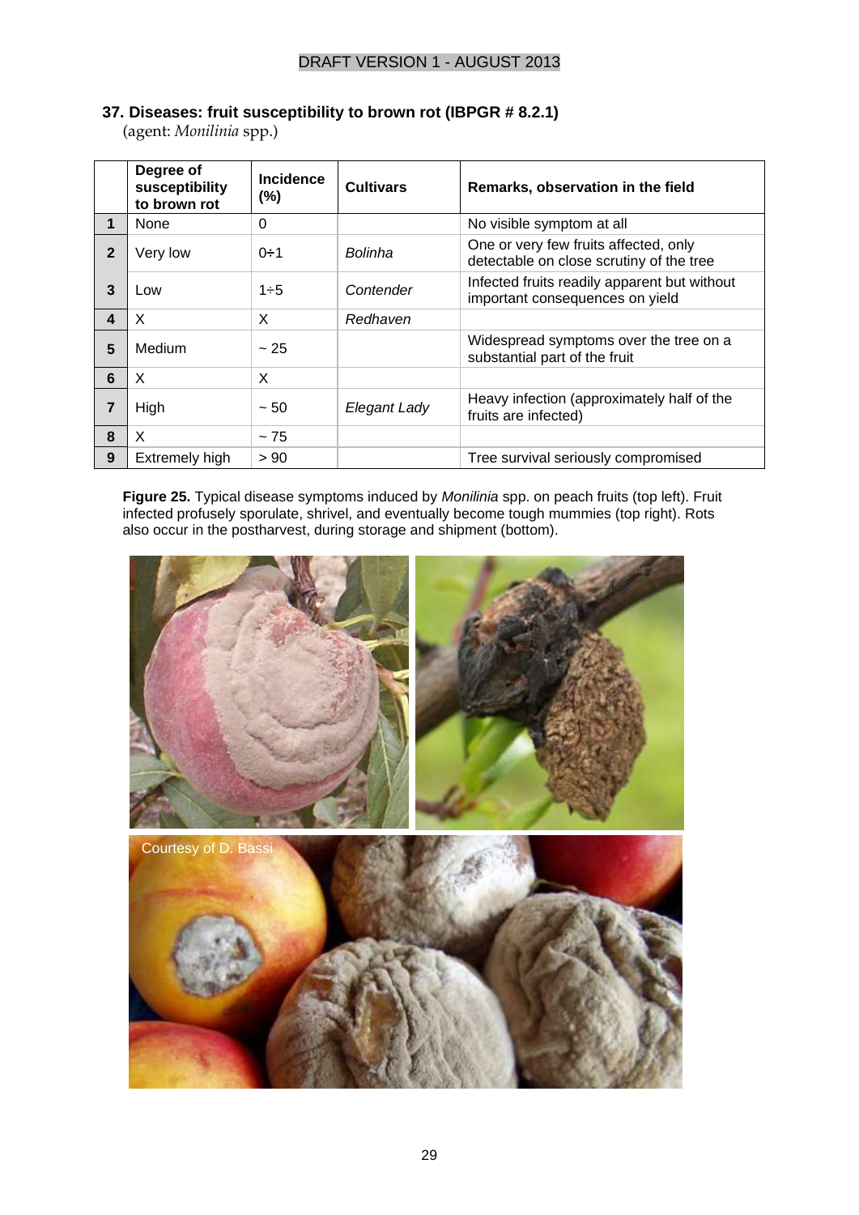### 37. Diseases: fruit susceptibility to brown rot (IBPGR # 8.2.1)

(agent: *Monilinia* spp.)

| | Degree of susceptibility to brown rot | Incidence (%) | Cultivars | Remarks, observation in the field |
|---|---|---|---|---|
| **1** | None | 0 | | No visible symptom at all |
| **2** | Very low | 0÷1 | *Bolinha* | One or very few fruits affected, only detectable on close scrutiny of the tree |
| **3** | Low | 1÷5 | *Contender* | Infected fruits readily apparent but without important consequences on yield |
| **4** | X | X | *Redhaven* | |
| **5** | Medium | ~ 25 | | Widespread symptoms over the tree on a substantial part of the fruit |
| **6** | X | X | | |
| **7** | High | ~ 50 | *Elegant Lady* | Heavy infection (approximately half of the fruits are infected) |
| **8** | X | ~ 75 | | |
| **9** | Extremely high | > 90 | | Tree survival seriously compromised |

**Figure 25.** Typical disease symptoms induced by *Monilinia* spp. on peach fruits (top left). Fruit infected profusely sporulate, shrivel, and eventually become tough mummies (top right). Rots also occur in the postharvest, during storage and shipment (bottom).

Courtesy of D. Bassi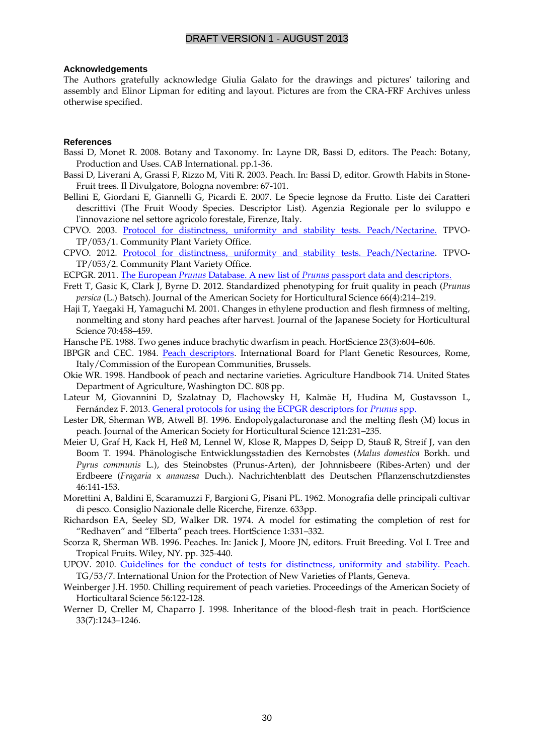## Acknowledgements

The Authors gratefully acknowledge Giulia Galato for the drawings and pictures' tailoring and assembly and Elinor Lipman for editing and layout. Pictures are from the CRA-FRF Archives unless otherwise specified.

## References

Bassi D, Monet R. 2008. Botany and Taxonomy. In: Layne DR, Bassi D, editors. The Peach: Botany, Production and Uses. CAB International. pp.1-36.

Bassi D, Liverani A, Grassi F, Rizzo M, Viti R. 2003. Peach. In: Bassi D, editor. Growth Habits in Stone-Fruit trees. Il Divulgatore, Bologna novembre: 67-101.

Bellini E, Giordani E, Giannelli G, Picardi E. 2007. Le Specie legnose da Frutto. Liste dei Caratteri descrittivi (The Fruit Woody Species. Descriptor List). Agenzia Regionale per lo sviluppo e l'innovazione nel settore agricolo forestale, Firenze, Italy.

CPVO. 2003. Protocol for distinctness, uniformity and stability tests. Peach/Nectarine. TPVO-TP/053/1. Community Plant Variety Office.

CPVO. 2012. Protocol for distinctness, uniformity and stability tests. Peach/Nectarine. TPVO-TP/053/2. Community Plant Variety Office.

ECPGR. 2011. The European *Prunus* Database. A new list of *Prunus* passport data and descriptors.

Frett T, Gasic K, Clark J, Byrne D. 2012. Standardized phenotyping for fruit quality in peach (*Prunus persica* (L.) Batsch). Journal of the American Society for Horticultural Science 66(4):214–219.

Haji T, Yaegaki H, Yamaguchi M. 2001. Changes in ethylene production and flesh firmness of melting, nonmelting and stony hard peaches after harvest. Journal of the Japanese Society for Horticultural Science 70:458–459.

Hansche PE. 1988. Two genes induce brachytic dwarfism in peach. HortScience 23(3):604–606.

IBPGR and CEC. 1984. Peach descriptors. International Board for Plant Genetic Resources, Rome, Italy/Commission of the European Communities, Brussels.

Okie WR. 1998. Handbook of peach and nectarine varieties. Agriculture Handbook 714. United States Department of Agriculture, Washington DC. 808 pp.

Lateur M, Giovannini D, Szalatnay D, Flachowsky H, Kalmäe H, Hudina M, Gustavsson L, Fernández F. 2013. General protocols for using the ECPGR descriptors for *Prunus* spp.

Lester DR, Sherman WB, Atwell BJ. 1996. Endopolygalacturonase and the melting flesh (M) locus in peach. Journal of the American Society for Horticultural Science 121:231–235.

Meier U, Graf H, Kack H, Heß M, Lennel W, Klose R, Mappes D, Seipp D, Stauß R, Streif J, van den Boom T. 1994. Phänologische Entwicklungsstadien des Kernobstes (*Malus domestica* Borkh. und *Pyrus communis* L.), des Steinobstes (Prunus-Arten), der Johnnisbeere (Ribes-Arten) und der Erdbeere (*Fragaria* x *ananassa* Duch.). Nachrichtenblatt des Deutschen Pflanzenschutzdienstes 46:141-153.

Morettini A, Baldini E, Scaramuzzi F, Bargioni G, Pisani PL. 1962. Monografia delle principali cultivar di pesco. Consiglio Nazionale delle Ricerche, Firenze. 633pp.

Richardson EA, Seeley SD, Walker DR. 1974. A model for estimating the completion of rest for "Redhaven" and "Elberta" peach trees. HortScience 1:331–332.

Scorza R, Sherman WB. 1996. Peaches. In: Janick J, Moore JN, editors. Fruit Breeding. Vol I. Tree and Tropical Fruits. Wiley, NY. pp. 325-440.

UPOV. 2010. Guidelines for the conduct of tests for distinctness, uniformity and stability. Peach. TG/53/7. International Union for the Protection of New Varieties of Plants, Geneva.

Weinberger J.H. 1950. Chilling requirement of peach varieties. Proceedings of the American Society of Horticultaral Science 56:122-128.

Werner D, Creller M, Chaparro J. 1998. Inheritance of the blood-flesh trait in peach. HortScience 33(7):1243–1246.